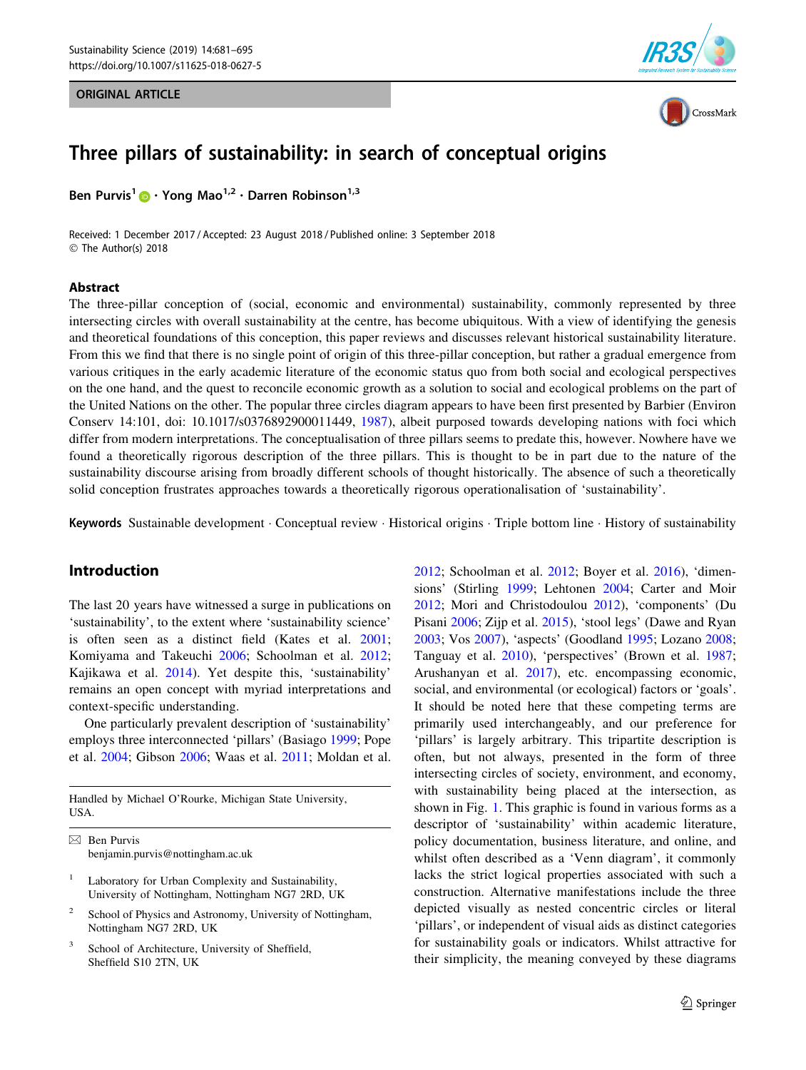ORIGINAL ARTICLE

# Three pillars of sustainability: in search of conceptual origins

**Ben Purvis[1] · Yong Mao[1,2] · Darren Robinson[1,3]**

Received: 1 December 2017 / Accepted: 23 August 2018 / Published online: 3 September 2018
© The Author(s) 2018

## Abstract

The three-pillar conception of (social, economic and environmental) sustainability, commonly represented by three intersecting circles with overall sustainability at the centre, has become ubiquitous. With a view of identifying the genesis and theoretical foundations of this conception, this paper reviews and discusses relevant historical sustainability literature. From this we find that there is no single point of origin of this three-pillar conception, but rather a gradual emergence from various critiques in the early academic literature of the economic status quo from both social and ecological perspectives on the one hand, and the quest to reconcile economic growth as a solution to social and ecological problems on the part of the United Nations on the other. The popular three circles diagram appears to have been first presented by Barbier (Environ Conserv 14:101, doi: 10.1017/s0376892900011449, 1987), albeit purposed towards developing nations with foci which differ from modern interpretations. The conceptualisation of three pillars seems to predate this, however. Nowhere have we found a theoretically rigorous description of the three pillars. This is thought to be in part due to the nature of the sustainability discourse arising from broadly different schools of thought historically. The absence of such a theoretically solid conception frustrates approaches towards a theoretically rigorous operationalisation of 'sustainability'.

**Keywords** Sustainable development · Conceptual review · Historical origins · Triple bottom line · History of sustainability

## Introduction

The last 20 years have witnessed a surge in publications on 'sustainability', to the extent where 'sustainability science' is often seen as a distinct field (Kates et al. 2001; Komiyama and Takeuchi 2006; Schoolman et al. 2012; Kajikawa et al. 2014). Yet despite this, 'sustainability' remains an open concept with myriad interpretations and context-specific understanding.

One particularly prevalent description of 'sustainability' employs three interconnected 'pillars' (Basiago 1999; Pope et al. 2004; Gibson 2006; Waas et al. 2011; Moldan et al. 2012; Schoolman et al. 2012; Boyer et al. 2016), 'dimensions' (Stirling 1999; Lehtonen 2004; Carter and Moir 2012; Mori and Christodoulou 2012), 'components' (Du Pisani 2006; Zijp et al. 2015), 'stool legs' (Dawe and Ryan 2003; Vos 2007), 'aspects' (Goodland 1995; Lozano 2008; Tanguay et al. 2010), 'perspectives' (Brown et al. 1987; Arushanyan et al. 2017), etc. encompassing economic, social, and environmental (or ecological) factors or 'goals'. It should be noted here that these competing terms are primarily used interchangeably, and our preference for 'pillars' is largely arbitrary. This tripartite description is often, but not always, presented in the form of three intersecting circles of society, environment, and economy, with sustainability being placed at the intersection, as shown in Fig. 1. This graphic is found in various forms as a descriptor of 'sustainability' within academic literature, policy documentation, business literature, and online, and whilst often described as a 'Venn diagram', it commonly lacks the strict logical properties associated with such a construction. Alternative manifestations include the three depicted visually as nested concentric circles or literal 'pillars', or independent of visual aids as distinct categories for sustainability goals or indicators. Whilst attractive for their simplicity, the meaning conveyed by these diagrams

---

Handled by Michael O'Rourke, Michigan State University, USA.

✉ Ben Purvis
benjamin.purvis@nottingham.ac.uk

1 Laboratory for Urban Complexity and Sustainability, University of Nottingham, Nottingham NG7 2RD, UK

2 School of Physics and Astronomy, University of Nottingham, Nottingham NG7 2RD, UK

3 School of Architecture, University of Sheffield, Sheffield S10 2TN, UK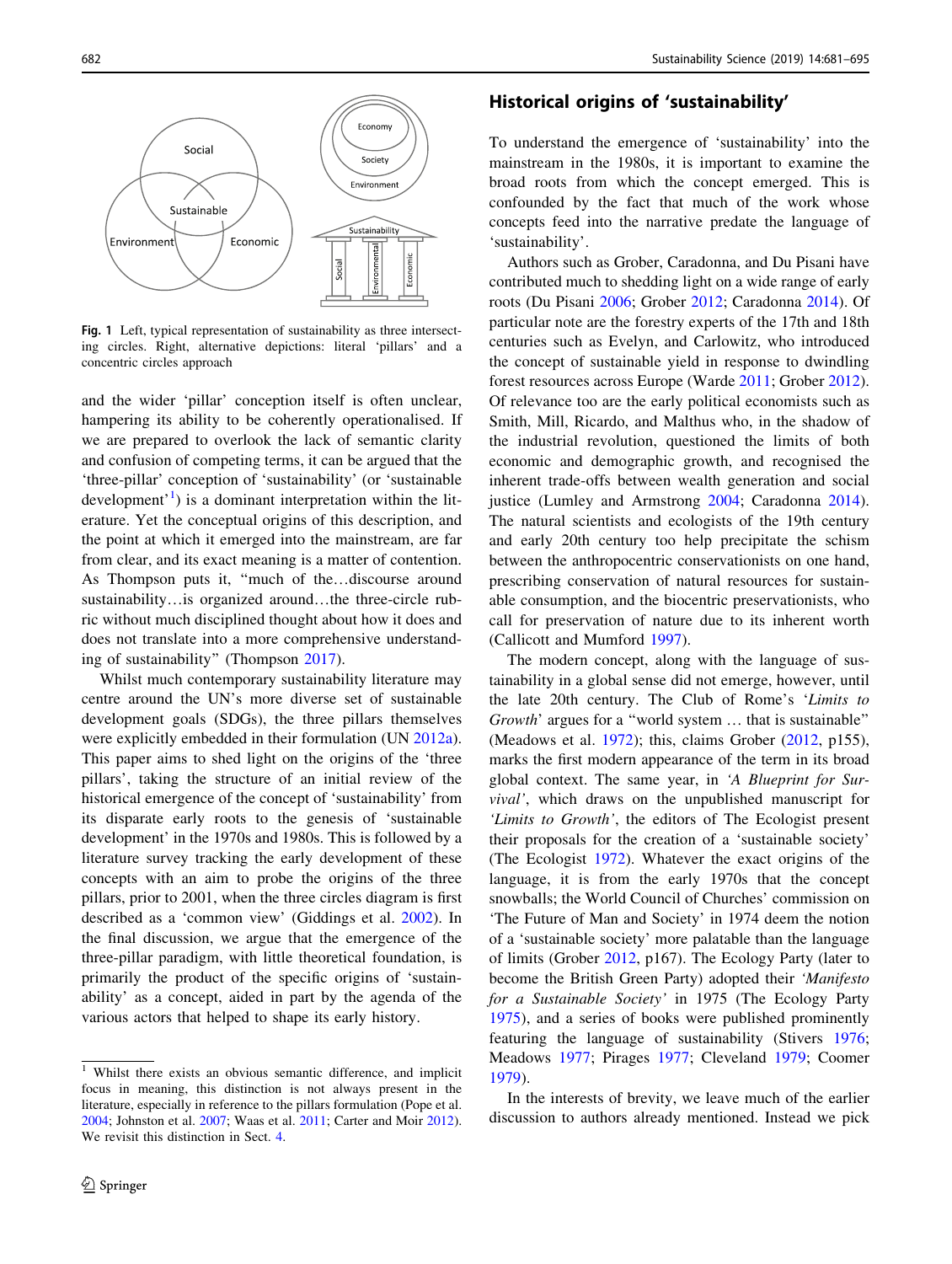**Fig. 1** Left, typical representation of sustainability as three intersecting circles. Right, alternative depictions: literal 'pillars' and a concentric circles approach

and the wider 'pillar' conception itself is often unclear, hampering its ability to be coherently operationalised. If we are prepared to overlook the lack of semantic clarity and confusion of competing terms, it can be argued that the 'three-pillar' conception of 'sustainability' (or 'sustainable development'[1]) is a dominant interpretation within the literature. Yet the conceptual origins of this description, and the point at which it emerged into the mainstream, are far from clear, and its exact meaning is a matter of contention. As Thompson puts it, "much of the…discourse around sustainability…is organized around…the three-circle rubric without much disciplined thought about how it does and does not translate into a more comprehensive understanding of sustainability" (Thompson 2017).

Whilst much contemporary sustainability literature may centre around the UN's more diverse set of sustainable development goals (SDGs), the three pillars themselves were explicitly embedded in their formulation (UN 2012a). This paper aims to shed light on the origins of the 'three pillars', taking the structure of an initial review of the historical emergence of the concept of 'sustainability' from its disparate early roots to the genesis of 'sustainable development' in the 1970s and 1980s. This is followed by a literature survey tracking the early development of these concepts with an aim to probe the origins of the three pillars, prior to 2001, when the three circles diagram is first described as a 'common view' (Giddings et al. 2002). In the final discussion, we argue that the emergence of the three-pillar paradigm, with little theoretical foundation, is primarily the product of the specific origins of 'sustainability' as a concept, aided in part by the agenda of the various actors that helped to shape its early history.

[1] Whilst there exists an obvious semantic difference, and implicit focus in meaning, this distinction is not always present in the literature, especially in reference to the pillars formulation (Pope et al. 2004; Johnston et al. 2007; Waas et al. 2011; Carter and Moir 2012). We revisit this distinction in Sect. 4.

## Historical origins of 'sustainability'

To understand the emergence of 'sustainability' into the mainstream in the 1980s, it is important to examine the broad roots from which the concept emerged. This is confounded by the fact that much of the work whose concepts feed into the narrative predate the language of 'sustainability'.

Authors such as Grober, Caradonna, and Du Pisani have contributed much to shedding light on a wide range of early roots (Du Pisani 2006; Grober 2012; Caradonna 2014). Of particular note are the forestry experts of the 17th and 18th centuries such as Evelyn, and Carlowitz, who introduced the concept of sustainable yield in response to dwindling forest resources across Europe (Warde 2011; Grober 2012). Of relevance too are the early political economists such as Smith, Mill, Ricardo, and Malthus who, in the shadow of the industrial revolution, questioned the limits of both economic and demographic growth, and recognised the inherent trade-offs between wealth generation and social justice (Lumley and Armstrong 2004; Caradonna 2014). The natural scientists and ecologists of the 19th century and early 20th century too help precipitate the schism between the anthropocentric conservationists on one hand, prescribing conservation of natural resources for sustainable consumption, and the biocentric preservationists, who call for preservation of nature due to its inherent worth (Callicott and Mumford 1997).

The modern concept, along with the language of sustainability in a global sense did not emerge, however, until the late 20th century. The Club of Rome's '*Limits to Growth*' argues for a "world system … that is sustainable" (Meadows et al. 1972); this, claims Grober (2012, p155), marks the first modern appearance of the term in its broad global context. The same year, in *'A Blueprint for Survival'*, which draws on the unpublished manuscript for *'Limits to Growth'*, the editors of The Ecologist present their proposals for the creation of a 'sustainable society' (The Ecologist 1972). Whatever the exact origins of the language, it is from the early 1970s that the concept snowballs; the World Council of Churches' commission on 'The Future of Man and Society' in 1974 deem the notion of a 'sustainable society' more palatable than the language of limits (Grober 2012, p167). The Ecology Party (later to become the British Green Party) adopted their *'Manifesto for a Sustainable Society'* in 1975 (The Ecology Party 1975), and a series of books were published prominently featuring the language of sustainability (Stivers 1976; Meadows 1977; Pirages 1977; Cleveland 1979; Coomer 1979).

In the interests of brevity, we leave much of the earlier discussion to authors already mentioned. Instead we pick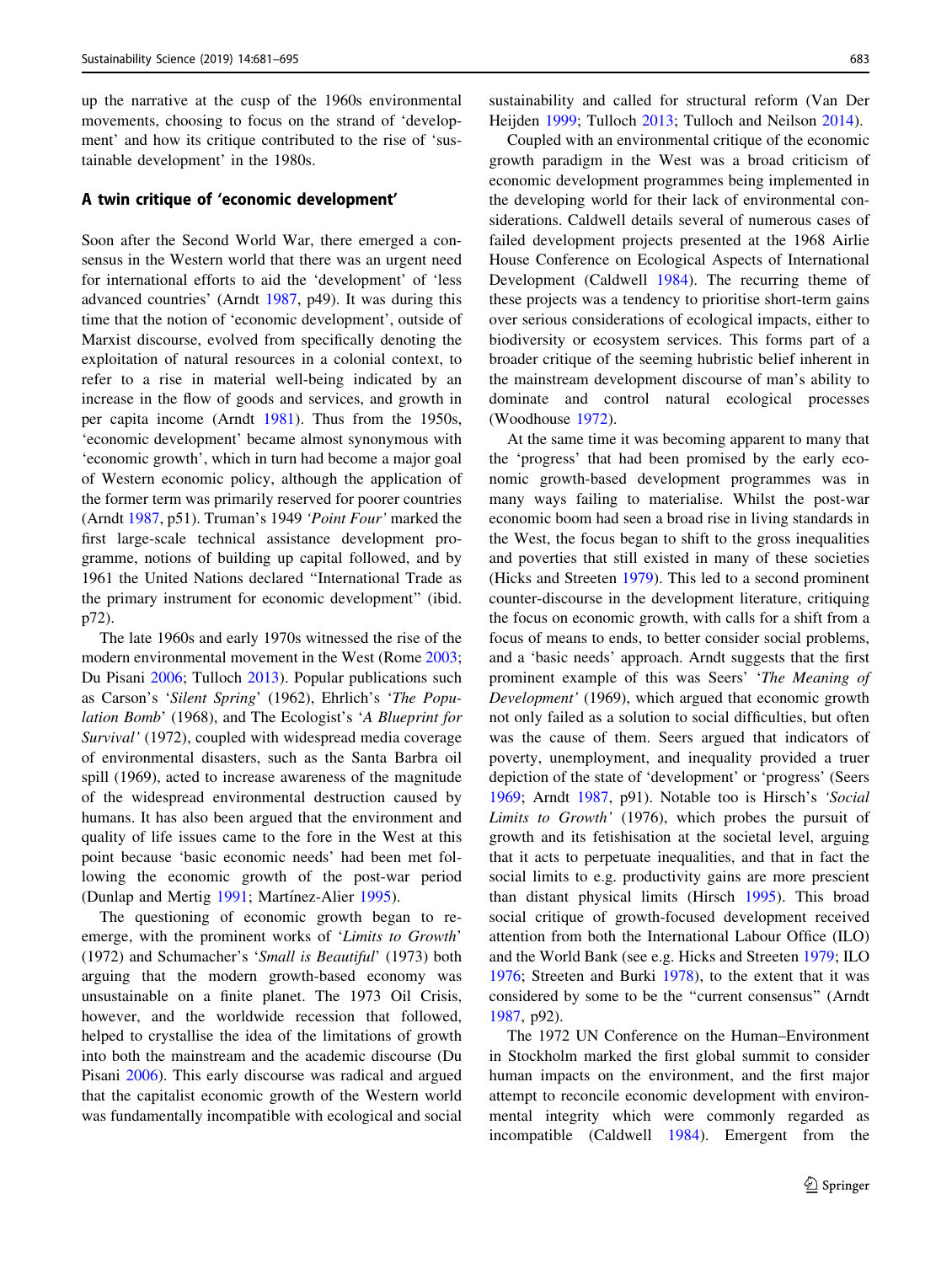up the narrative at the cusp of the 1960s environmental movements, choosing to focus on the strand of 'development' and how its critique contributed to the rise of 'sustainable development' in the 1980s.

## A twin critique of 'economic development'

Soon after the Second World War, there emerged a consensus in the Western world that there was an urgent need for international efforts to aid the 'development' of 'less advanced countries' (Arndt 1987, p49). It was during this time that the notion of 'economic development', outside of Marxist discourse, evolved from specifically denoting the exploitation of natural resources in a colonial context, to refer to a rise in material well-being indicated by an increase in the flow of goods and services, and growth in per capita income (Arndt 1981). Thus from the 1950s, 'economic development' became almost synonymous with 'economic growth', which in turn had become a major goal of Western economic policy, although the application of the former term was primarily reserved for poorer countries (Arndt 1987, p51). Truman's 1949 *'Point Four'* marked the first large-scale technical assistance development programme, notions of building up capital followed, and by 1961 the United Nations declared "International Trade as the primary instrument for economic development" (ibid. p72).

The late 1960s and early 1970s witnessed the rise of the modern environmental movement in the West (Rome 2003; Du Pisani 2006; Tulloch 2013). Popular publications such as Carson's '*Silent Spring*' (1962), Ehrlich's '*The Population Bomb*' (1968), and The Ecologist's '*A Blueprint for Survival'* (1972), coupled with widespread media coverage of environmental disasters, such as the Santa Barbara oil spill (1969), acted to increase awareness of the magnitude of the widespread environmental destruction caused by humans. It has also been argued that the environment and quality of life issues came to the fore in the West at this point because 'basic economic needs' had been met following the economic growth of the post-war period (Dunlap and Mertig 1991; Martínez-Alier 1995).

The questioning of economic growth began to re-emerge, with the prominent works of '*Limits to Growth*' (1972) and Schumacher's '*Small is Beautiful*' (1973) both arguing that the modern growth-based economy was unsustainable on a finite planet. The 1973 Oil Crisis, however, and the worldwide recession that followed, helped to crystallise the idea of the limitations of growth into both the mainstream and the academic discourse (Du Pisani 2006). This early discourse was radical and argued that the capitalist economic growth of the Western world was fundamentally incompatible with ecological and social sustainability and called for structural reform (Van Der Heijden 1999; Tulloch 2013; Tulloch and Neilson 2014).

Coupled with an environmental critique of the economic growth paradigm in the West was a broad criticism of economic development programmes being implemented in the developing world for their lack of environmental considerations. Caldwell details several of numerous cases of failed development projects presented at the 1968 Airlie House Conference on Ecological Aspects of International Development (Caldwell 1984). The recurring theme of these projects was a tendency to prioritise short-term gains over serious considerations of ecological impacts, either to biodiversity or ecosystem services. This forms part of a broader critique of the seeming hubristic belief inherent in the mainstream development discourse of man's ability to dominate and control natural ecological processes (Woodhouse 1972).

At the same time it was becoming apparent to many that the 'progress' that had been promised by the early economic growth-based development programmes was in many ways failing to materialise. Whilst the post-war economic boom had seen a broad rise in living standards in the West, the focus began to shift to the gross inequalities and poverties that still existed in many of these societies (Hicks and Streeten 1979). This led to a second prominent counter-discourse in the development literature, critiquing the focus on economic growth, with calls for a shift from a focus of means to ends, to better consider social problems, and a 'basic needs' approach. Arndt suggests that the first prominent example of this was Seers' *'The Meaning of Development'* (1969), which argued that economic growth not only failed as a solution to social difficulties, but often was the cause of them. Seers argued that indicators of poverty, unemployment, and inequality provided a truer depiction of the state of 'development' or 'progress' (Seers 1969; Arndt 1987, p91). Notable too is Hirsch's *'Social Limits to Growth'* (1976), which probes the pursuit of growth and its fetishisation at the societal level, arguing that it acts to perpetuate inequalities, and that in fact the social limits to e.g. productivity gains are more prescient than distant physical limits (Hirsch 1995). This broad social critique of growth-focused development received attention from both the International Labour Office (ILO) and the World Bank (see e.g. Hicks and Streeten 1979; ILO 1976; Streeten and Burki 1978), to the extent that it was considered by some to be the "current consensus" (Arndt 1987, p92).

The 1972 UN Conference on the Human–Environment in Stockholm marked the first global summit to consider human impacts on the environment, and the first major attempt to reconcile economic development with environmental integrity which were commonly regarded as incompatible (Caldwell 1984). Emergent from the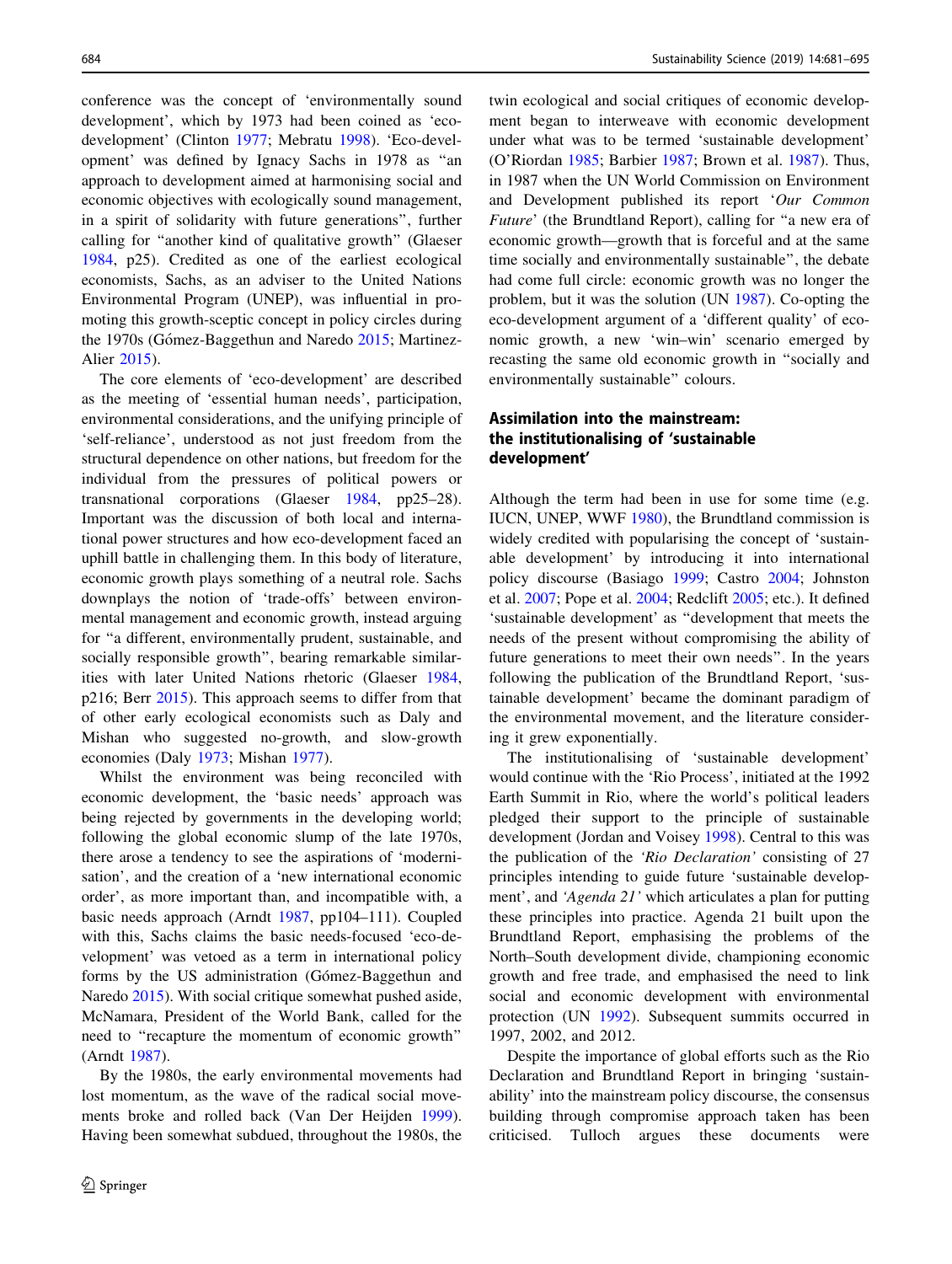conference was the concept of 'environmentally sound development', which by 1973 had been coined as 'eco-development' (Clinton 1977; Mebratu 1998). 'Eco-development' was defined by Ignacy Sachs in 1978 as "an approach to development aimed at harmonising social and economic objectives with ecologically sound management, in a spirit of solidarity with future generations", further calling for "another kind of qualitative growth" (Glaeser 1984, p25). Credited as one of the earliest ecological economists, Sachs, as an adviser to the United Nations Environmental Program (UNEP), was influential in promoting this growth-sceptic concept in policy circles during the 1970s (Gómez-Baggethun and Naredo 2015; Martinez-Alier 2015).

The core elements of 'eco-development' are described as the meeting of 'essential human needs', participation, environmental considerations, and the unifying principle of 'self-reliance', understood as not just freedom from the structural dependence on other nations, but freedom for the individual from the pressures of political powers or transnational corporations (Glaeser 1984, pp25–28). Important was the discussion of both local and international power structures and how eco-development faced an uphill battle in challenging them. In this body of literature, economic growth plays something of a neutral role. Sachs downplays the notion of 'trade-offs' between environmental management and economic growth, instead arguing for "a different, environmentally prudent, sustainable, and socially responsible growth", bearing remarkable similarities with later United Nations rhetoric (Glaeser 1984, p216; Berr 2015). This approach seems to differ from that of other early ecological economists such as Daly and Mishan who suggested no-growth, and slow-growth economies (Daly 1973; Mishan 1977).

Whilst the environment was being reconciled with economic development, the 'basic needs' approach was being rejected by governments in the developing world; following the global economic slump of the late 1970s, there arose a tendency to see the aspirations of 'modernisation', and the creation of a 'new international economic order', as more important than, and incompatible with, a basic needs approach (Arndt 1987, pp104–111). Coupled with this, Sachs claims the basic needs-focused 'eco-development' was vetoed as a term in international policy forms by the US administration (Gómez-Baggethun and Naredo 2015). With social critique somewhat pushed aside, McNamara, President of the World Bank, called for the need to "recapture the momentum of economic growth" (Arndt 1987).

By the 1980s, the early environmental movements had lost momentum, as the wave of the radical social movements broke and rolled back (Van Der Heijden 1999). Having been somewhat subdued, throughout the 1980s, the twin ecological and social critiques of economic development began to interweave with economic development under what was to be termed 'sustainable development' (O'Riordan 1985; Barbier 1987; Brown et al. 1987). Thus, in 1987 when the UN World Commission on Environment and Development published its report '*Our Common Future*' (the Brundtland Report), calling for "a new era of economic growth—growth that is forceful and at the same time socially and environmentally sustainable", the debate had come full circle: economic growth was no longer the problem, but it was the solution (UN 1987). Co-opting the eco-development argument of a 'different quality' of economic growth, a new 'win–win' scenario emerged by recasting the same old economic growth in "socially and environmentally sustainable" colours.

## Assimilation into the mainstream: the institutionalising of 'sustainable development'

Although the term had been in use for some time (e.g. IUCN, UNEP, WWF 1980), the Brundtland commission is widely credited with popularising the concept of 'sustainable development' by introducing it into international policy discourse (Basiago 1999; Castro 2004; Johnston et al. 2007; Pope et al. 2004; Redclift 2005; etc.). It defined 'sustainable development' as "development that meets the needs of the present without compromising the ability of future generations to meet their own needs". In the years following the publication of the Brundtland Report, 'sustainable development' became the dominant paradigm of the environmental movement, and the literature considering it grew exponentially.

The institutionalising of 'sustainable development' would continue with the 'Rio Process', initiated at the 1992 Earth Summit in Rio, where the world's political leaders pledged their support to the principle of sustainable development (Jordan and Voisey 1998). Central to this was the publication of the *'Rio Declaration'* consisting of 27 principles intending to guide future 'sustainable development', and *'Agenda 21'* which articulates a plan for putting these principles into practice. Agenda 21 built upon the Brundtland Report, emphasising the problems of the North–South development divide, championing economic growth and free trade, and emphasised the need to link social and economic development with environmental protection (UN 1992). Subsequent summits occurred in 1997, 2002, and 2012.

Despite the importance of global efforts such as the Rio Declaration and Brundtland Report in bringing 'sustainability' into the mainstream policy discourse, the consensus building through compromise approach taken has been criticised. Tulloch argues these documents were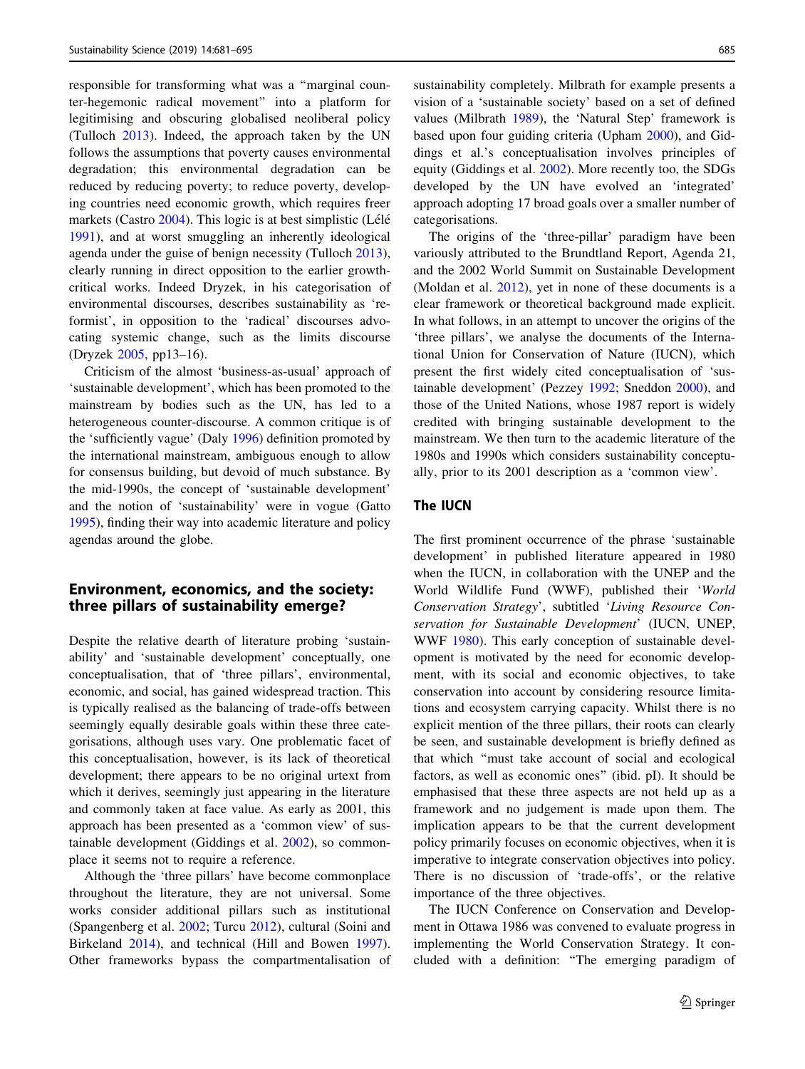responsible for transforming what was a "marginal counter-hegemonic radical movement" into a platform for legitimising and obscuring globalised neoliberal policy (Tulloch 2013). Indeed, the approach taken by the UN follows the assumptions that poverty causes environmental degradation; this environmental degradation can be reduced by reducing poverty; to reduce poverty, developing countries need economic growth, which requires freer markets (Castro 2004). This logic is at best simplistic (Lélé 1991), and at worst smuggling an inherently ideological agenda under the guise of benign necessity (Tulloch 2013), clearly running in direct opposition to the earlier growth-critical works. Indeed Dryzek, in his categorisation of environmental discourses, describes sustainability as 'reformist', in opposition to the 'radical' discourses advocating systemic change, such as the limits discourse (Dryzek 2005, pp13–16).

Criticism of the almost 'business-as-usual' approach of 'sustainable development', which has been promoted to the mainstream by bodies such as the UN, has led to a heterogeneous counter-discourse. A common critique is of the 'sufficiently vague' (Daly 1996) definition promoted by the international mainstream, ambiguous enough to allow for consensus building, but devoid of much substance. By the mid-1990s, the concept of 'sustainable development' and the notion of 'sustainability' were in vogue (Gatto 1995), finding their way into academic literature and policy agendas around the globe.

## Environment, economics, and the society: three pillars of sustainability emerge?

Despite the relative dearth of literature probing 'sustainability' and 'sustainable development' conceptually, one conceptualisation, that of 'three pillars', environmental, economic, and social, has gained widespread traction. This is typically realised as the balancing of trade-offs between seemingly equally desirable goals within these three categorisations, although uses vary. One problematic facet of this conceptualisation, however, is its lack of theoretical development; there appears to be no original urtext from which it derives, seemingly just appearing in the literature and commonly taken at face value. As early as 2001, this approach has been presented as a 'common view' of sustainable development (Giddings et al. 2002), so commonplace it seems not to require a reference.

Although the 'three pillars' have become commonplace throughout the literature, they are not universal. Some works consider additional pillars such as institutional (Spangenberg et al. 2002; Turcu 2012), cultural (Soini and Birkeland 2014), and technical (Hill and Bowen 1997). Other frameworks bypass the compartmentalisation of sustainability completely. Milbrath for example presents a vision of a 'sustainable society' based on a set of defined values (Milbrath 1989), the 'Natural Step' framework is based upon four guiding criteria (Upham 2000), and Giddings et al.'s conceptualisation involves principles of equity (Giddings et al. 2002). More recently too, the SDGs developed by the UN have evolved an 'integrated' approach adopting 17 broad goals over a smaller number of categorisations.

The origins of the 'three-pillar' paradigm have been variously attributed to the Brundtland Report, Agenda 21, and the 2002 World Summit on Sustainable Development (Moldan et al. 2012), yet in none of these documents is a clear framework or theoretical background made explicit. In what follows, in an attempt to uncover the origins of the 'three pillars', we analyse the documents of the International Union for Conservation of Nature (IUCN), which present the first widely cited conceptualisation of 'sustainable development' (Pezzey 1992; Sneddon 2000), and those of the United Nations, whose 1987 report is widely credited with bringing sustainable development to the mainstream. We then turn to the academic literature of the 1980s and 1990s which considers sustainability conceptually, prior to its 2001 description as a 'common view'.

## The IUCN

The first prominent occurrence of the phrase 'sustainable development' in published literature appeared in 1980 when the IUCN, in collaboration with the UNEP and the World Wildlife Fund (WWF), published their '*World Conservation Strategy*', subtitled '*Living Resource Conservation for Sustainable Development*' (IUCN, UNEP, WWF 1980). This early conception of sustainable development is motivated by the need for economic development, with its social and economic objectives, to take conservation into account by considering resource limitations and ecosystem carrying capacity. Whilst there is no explicit mention of the three pillars, their roots can clearly be seen, and sustainable development is briefly defined as that which "must take account of social and ecological factors, as well as economic ones" (ibid. pI). It should be emphasised that these three aspects are not held up as a framework and no judgement is made upon them. The implication appears to be that the current development policy primarily focuses on economic objectives, when it is imperative to integrate conservation objectives into policy. There is no discussion of 'trade-offs', or the relative importance of the three objectives.

The IUCN Conference on Conservation and Development in Ottawa 1986 was convened to evaluate progress in implementing the World Conservation Strategy. It concluded with a definition: "The emerging paradigm of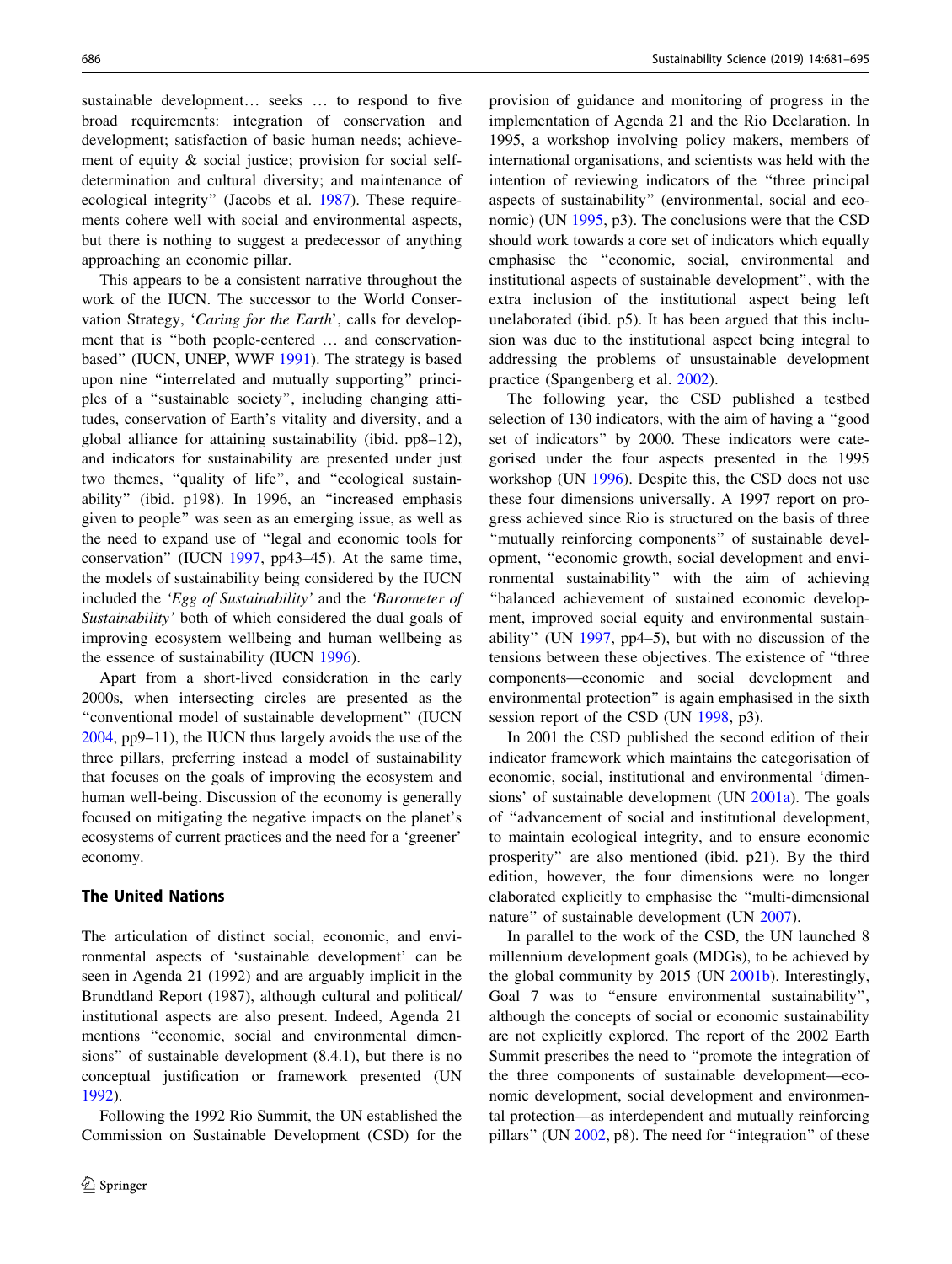sustainable development… seeks … to respond to five broad requirements: integration of conservation and development; satisfaction of basic human needs; achievement of equity & social justice; provision for social self-determination and cultural diversity; and maintenance of ecological integrity" (Jacobs et al. 1987). These requirements cohere well with social and environmental aspects, but there is nothing to suggest a predecessor of anything approaching an economic pillar.

This appears to be a consistent narrative throughout the work of the IUCN. The successor to the World Conservation Strategy, '*Caring for the Earth*', calls for development that is "both people-centered … and conservation-based" (IUCN, UNEP, WWF 1991). The strategy is based upon nine "interrelated and mutually supporting" principles of a "sustainable society", including changing attitudes, conservation of Earth's vitality and diversity, and a global alliance for attaining sustainability (ibid. pp8–12), and indicators for sustainability are presented under just two themes, "quality of life", and "ecological sustainability" (ibid. p198). In 1996, an "increased emphasis given to people" was seen as an emerging issue, as well as the need to expand use of "legal and economic tools for conservation" (IUCN 1997, pp43–45). At the same time, the models of sustainability being considered by the IUCN included the *'Egg of Sustainability'* and the *'Barometer of Sustainability'* both of which considered the dual goals of improving ecosystem wellbeing and human wellbeing as the essence of sustainability (IUCN 1996).

Apart from a short-lived consideration in the early 2000s, when intersecting circles are presented as the "conventional model of sustainable development" (IUCN 2004, pp9–11), the IUCN thus largely avoids the use of the three pillars, preferring instead a model of sustainability that focuses on the goals of improving the ecosystem and human well-being. Discussion of the economy is generally focused on mitigating the negative impacts on the planet's ecosystems of current practices and the need for a 'greener' economy.

## The United Nations

The articulation of distinct social, economic, and environmental aspects of 'sustainable development' can be seen in Agenda 21 (1992) and are arguably implicit in the Brundtland Report (1987), although cultural and political/institutional aspects are also present. Indeed, Agenda 21 mentions "economic, social and environmental dimensions" of sustainable development (8.4.1), but there is no conceptual justification or framework presented (UN 1992).

Following the 1992 Rio Summit, the UN established the Commission on Sustainable Development (CSD) for the provision of guidance and monitoring of progress in the implementation of Agenda 21 and the Rio Declaration. In 1995, a workshop involving policy makers, members of international organisations, and scientists was held with the intention of reviewing indicators of the "three principal aspects of sustainability" (environmental, social and economic) (UN 1995, p3). The conclusions were that the CSD should work towards a core set of indicators which equally emphasise the "economic, social, environmental and institutional aspects of sustainable development", with the extra inclusion of the institutional aspect being left unelaborated (ibid. p5). It has been argued that this inclusion was due to the institutional aspect being integral to addressing the problems of unsustainable development practice (Spangenberg et al. 2002).

The following year, the CSD published a testbed selection of 130 indicators, with the aim of having a "good set of indicators" by 2000. These indicators were categorised under the four aspects presented in the 1995 workshop (UN 1996). Despite this, the CSD does not use these four dimensions universally. A 1997 report on progress achieved since Rio is structured on the basis of three "mutually reinforcing components" of sustainable development, "economic growth, social development and environmental sustainability" with the aim of achieving "balanced achievement of sustained economic development, improved social equity and environmental sustainability" (UN 1997, pp4–5), but with no discussion of the tensions between these objectives. The existence of "three components—economic and social development and environmental protection" is again emphasised in the sixth session report of the CSD (UN 1998, p3).

In 2001 the CSD published the second edition of their indicator framework which maintains the categorisation of economic, social, institutional and environmental 'dimensions' of sustainable development (UN 2001a). The goals of "advancement of social and institutional development, to maintain ecological integrity, and to ensure economic prosperity" are also mentioned (ibid. p21). By the third edition, however, the four dimensions were no longer elaborated explicitly to emphasise the "multi-dimensional nature" of sustainable development (UN 2007).

In parallel to the work of the CSD, the UN launched 8 millennium development goals (MDGs), to be achieved by the global community by 2015 (UN 2001b). Interestingly, Goal 7 was to "ensure environmental sustainability", although the concepts of social or economic sustainability are not explicitly explored. The report of the 2002 Earth Summit prescribes the need to "promote the integration of the three components of sustainable development—economic development, social development and environmental protection—as interdependent and mutually reinforcing pillars" (UN 2002, p8). The need for "integration" of these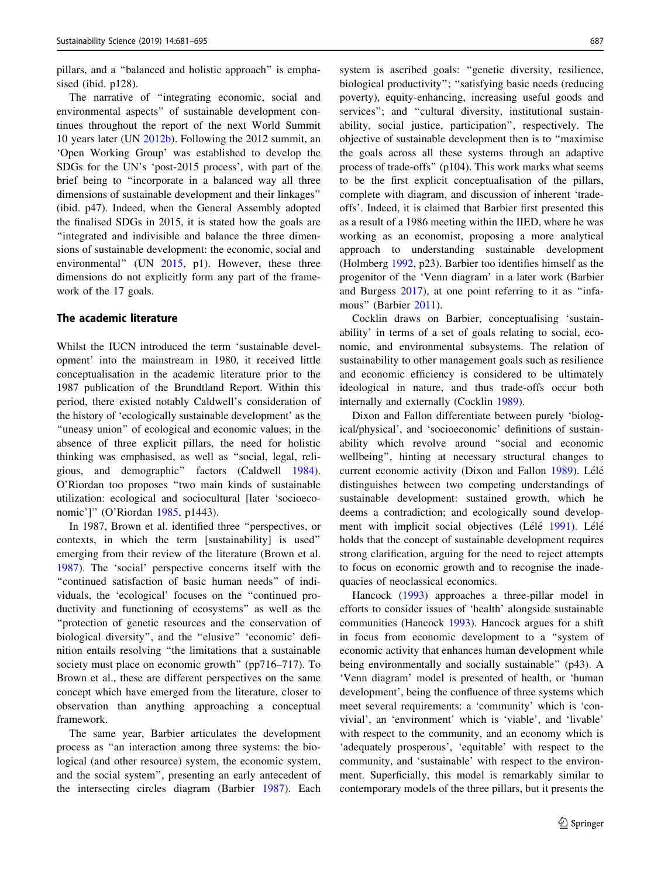pillars, and a "balanced and holistic approach" is emphasised (ibid. p128).

The narrative of "integrating economic, social and environmental aspects" of sustainable development continues throughout the report of the next World Summit 10 years later (UN 2012b). Following the 2012 summit, an 'Open Working Group' was established to develop the SDGs for the UN's 'post-2015 process', with part of the brief being to "incorporate in a balanced way all three dimensions of sustainable development and their linkages" (ibid. p47). Indeed, when the General Assembly adopted the finalised SDGs in 2015, it is stated how the goals are "integrated and indivisible and balance the three dimensions of sustainable development: the economic, social and environmental" (UN 2015, p1). However, these three dimensions do not explicitly form any part of the framework of the 17 goals.

### The academic literature

Whilst the IUCN introduced the term 'sustainable development' into the mainstream in 1980, it received little conceptualisation in the academic literature prior to the 1987 publication of the Brundtland Report. Within this period, there existed notably Caldwell's consideration of the history of 'ecologically sustainable development' as the "uneasy union" of ecological and economic values; in the absence of three explicit pillars, the need for holistic thinking was emphasised, as well as "social, legal, religious, and demographic" factors (Caldwell 1984). O'Riordan too proposes "two main kinds of sustainable utilization: ecological and sociocultural [later 'socioeconomic']" (O'Riordan 1985, p1443).

In 1987, Brown et al. identified three "perspectives, or contexts, in which the term [sustainability] is used" emerging from their review of the literature (Brown et al. 1987). The 'social' perspective concerns itself with the "continued satisfaction of basic human needs" of individuals, the 'ecological' focuses on the "continued productivity and functioning of ecosystems" as well as the "protection of genetic resources and the conservation of biological diversity", and the "elusive" 'economic' definition entails resolving "the limitations that a sustainable society must place on economic growth" (pp716–717). To Brown et al., these are different perspectives on the same concept which have emerged from the literature, closer to observation than anything approaching a conceptual framework.

The same year, Barbier articulates the development process as "an interaction among three systems: the biological (and other resource) system, the economic system, and the social system", presenting an early antecedent of the intersecting circles diagram (Barbier 1987). Each system is ascribed goals: "genetic diversity, resilience, biological productivity"; "satisfying basic needs (reducing poverty), equity-enhancing, increasing useful goods and services"; and "cultural diversity, institutional sustainability, social justice, participation", respectively. The objective of sustainable development then is to "maximise the goals across all these systems through an adaptive process of trade-offs" (p104). This work marks what seems to be the first explicit conceptualisation of the pillars, complete with diagram, and discussion of inherent 'trade-offs'. Indeed, it is claimed that Barbier first presented this as a result of a 1986 meeting within the IIED, where he was working as an economist, proposing a more analytical approach to understanding sustainable development (Holmberg 1992, p23). Barbier too identifies himself as the progenitor of the 'Venn diagram' in a later work (Barbier and Burgess 2017), at one point referring to it as "infamous" (Barbier 2011).

Cocklin draws on Barbier, conceptualising 'sustainability' in terms of a set of goals relating to social, economic, and environmental subsystems. The relation of sustainability to other management goals such as resilience and economic efficiency is considered to be ultimately ideological in nature, and thus trade-offs occur both internally and externally (Cocklin 1989).

Dixon and Fallon differentiate between purely 'biological/physical', and 'socioeconomic' definitions of sustainability which revolve around "social and economic wellbeing", hinting at necessary structural changes to current economic activity (Dixon and Fallon 1989). Lélé distinguishes between two competing understandings of sustainable development: sustained growth, which he deems a contradiction; and ecologically sound development with implicit social objectives (Lélé 1991). Lélé holds that the concept of sustainable development requires strong clarification, arguing for the need to reject attempts to focus on economic growth and to recognise the inadequacies of neoclassical economics.

Hancock (1993) approaches a three-pillar model in efforts to consider issues of 'health' alongside sustainable communities (Hancock 1993). Hancock argues for a shift in focus from economic development to a "system of economic activity that enhances human development while being environmentally and socially sustainable" (p43). A 'Venn diagram' model is presented of health, or 'human development', being the confluence of three systems which meet several requirements: a 'community' which is 'convivial', an 'environment' which is 'viable', and 'livable' with respect to the community, and an economy which is 'adequately prosperous', 'equitable' with respect to the community, and 'sustainable' with respect to the environment. Superficially, this model is remarkably similar to contemporary models of the three pillars, but it presents the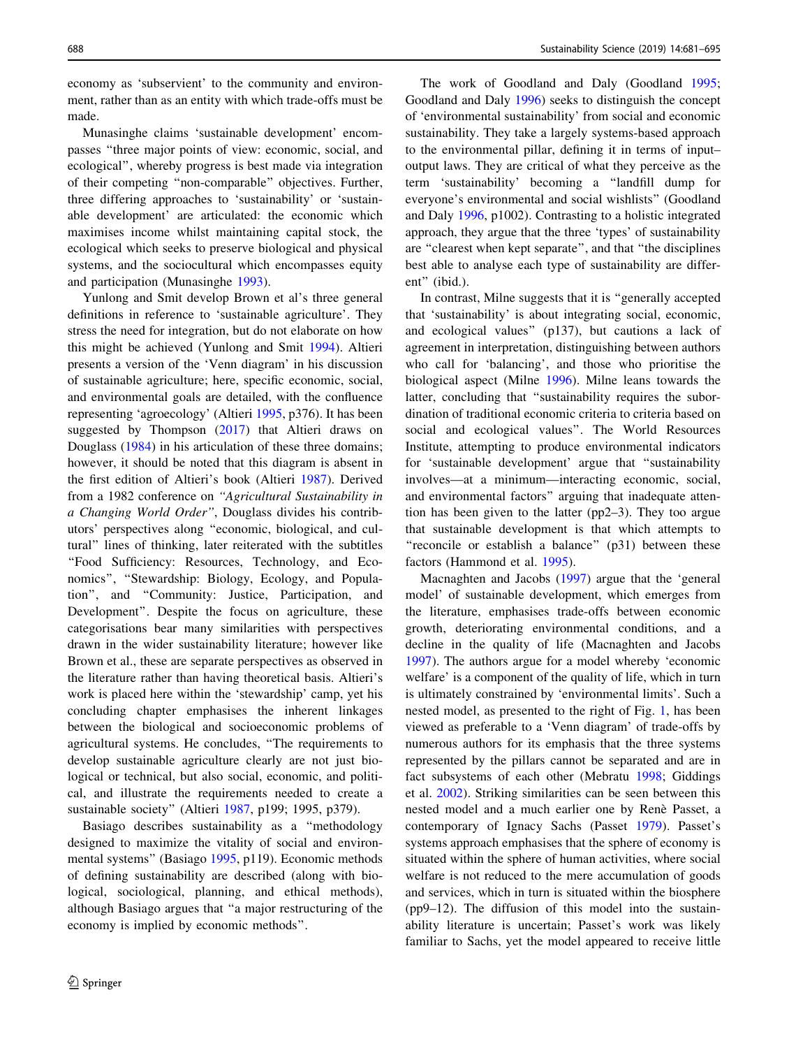economy as 'subservient' to the community and environment, rather than as an entity with which trade-offs must be made.

Munasinghe claims 'sustainable development' encompasses "three major points of view: economic, social, and ecological", whereby progress is best made via integration of their competing "non-comparable" objectives. Further, three differing approaches to 'sustainability' or 'sustainable development' are articulated: the economic which maximises income whilst maintaining capital stock, the ecological which seeks to preserve biological and physical systems, and the sociocultural which encompasses equity and participation (Munasinghe 1993).

Yunlong and Smit develop Brown et al's three general definitions in reference to 'sustainable agriculture'. They stress the need for integration, but do not elaborate on how this might be achieved (Yunlong and Smit 1994). Altieri presents a version of the 'Venn diagram' in his discussion of sustainable agriculture; here, specific economic, social, and environmental goals are detailed, with the confluence representing 'agroecology' (Altieri 1995, p376). It has been suggested by Thompson (2017) that Altieri draws on Douglass (1984) in his articulation of these three domains; however, it should be noted that this diagram is absent in the first edition of Altieri's book (Altieri 1987). Derived from a 1982 conference on *"Agricultural Sustainability in a Changing World Order"*, Douglass divides his contributors' perspectives along "economic, biological, and cultural" lines of thinking, later reiterated with the subtitles "Food Sufficiency: Resources, Technology, and Economics", "Stewardship: Biology, Ecology, and Population", and "Community: Justice, Participation, and Development". Despite the focus on agriculture, these categorisations bear many similarities with perspectives drawn in the wider sustainability literature; however like Brown et al., these are separate perspectives as observed in the literature rather than having theoretical basis. Altieri's work is placed here within the 'stewardship' camp, yet his concluding chapter emphasises the inherent linkages between the biological and socioeconomic problems of agricultural systems. He concludes, "The requirements to develop sustainable agriculture clearly are not just biological or technical, but also social, economic, and political, and illustrate the requirements needed to create a sustainable society" (Altieri 1987, p199; 1995, p379).

Basiago describes sustainability as a "methodology designed to maximize the vitality of social and environmental systems" (Basiago 1995, p119). Economic methods of defining sustainability are described (along with biological, sociological, planning, and ethical methods), although Basiago argues that "a major restructuring of the economy is implied by economic methods".

The work of Goodland and Daly (Goodland 1995; Goodland and Daly 1996) seeks to distinguish the concept of 'environmental sustainability' from social and economic sustainability. They take a largely systems-based approach to the environmental pillar, defining it in terms of input–output laws. They are critical of what they perceive as the term 'sustainability' becoming a "landfill dump for everyone's environmental and social wishlists" (Goodland and Daly 1996, p1002). Contrasting to a holistic integrated approach, they argue that the three 'types' of sustainability are "clearest when kept separate", and that "the disciplines best able to analyse each type of sustainability are different" (ibid.).

In contrast, Milne suggests that it is "generally accepted that 'sustainability' is about integrating social, economic, and ecological values" (p137), but cautions a lack of agreement in interpretation, distinguishing between authors who call for 'balancing', and those who prioritise the biological aspect (Milne 1996). Milne leans towards the latter, concluding that "sustainability requires the subordination of traditional economic criteria to criteria based on social and ecological values". The World Resources Institute, attempting to produce environmental indicators for 'sustainable development' argue that "sustainability involves—at a minimum—interacting economic, social, and environmental factors" arguing that inadequate attention has been given to the latter (pp2–3). They too argue that sustainable development is that which attempts to "reconcile or establish a balance" (p31) between these factors (Hammond et al. 1995).

Macnaghten and Jacobs (1997) argue that the 'general model' of sustainable development, which emerges from the literature, emphasises trade-offs between economic growth, deteriorating environmental conditions, and a decline in the quality of life (Macnaghten and Jacobs 1997). The authors argue for a model whereby 'economic welfare' is a component of the quality of life, which in turn is ultimately constrained by 'environmental limits'. Such a nested model, as presented to the right of Fig. 1, has been viewed as preferable to a 'Venn diagram' of trade-offs by numerous authors for its emphasis that the three systems represented by the pillars cannot be separated and are in fact subsystems of each other (Mebratu 1998; Giddings et al. 2002). Striking similarities can be seen between this nested model and a much earlier one by Renè Passet, a contemporary of Ignacy Sachs (Passet 1979). Passet's systems approach emphasises that the sphere of economy is situated within the sphere of human activities, where social welfare is not reduced to the mere accumulation of goods and services, which in turn is situated within the biosphere (pp9–12). The diffusion of this model into the sustainability literature is uncertain; Passet's work was likely familiar to Sachs, yet the model appeared to receive little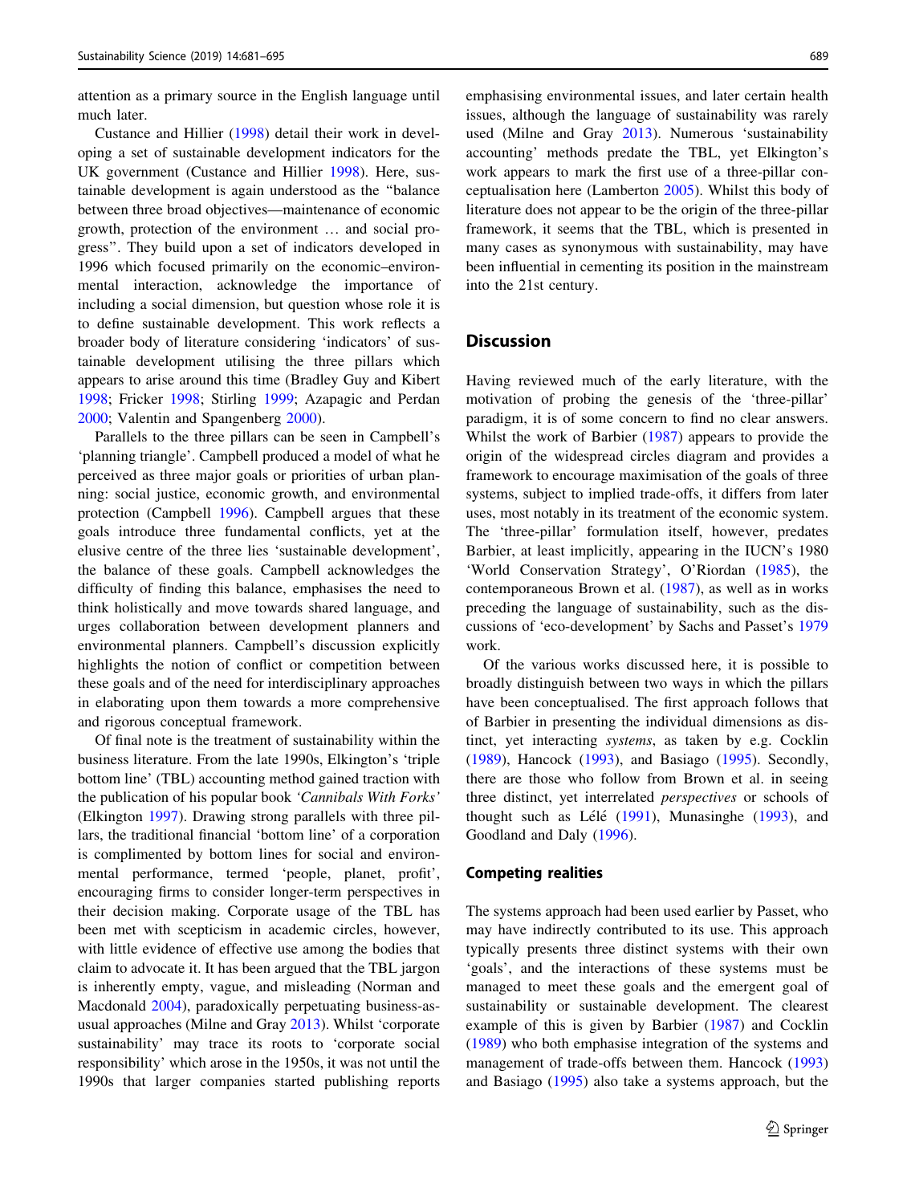attention as a primary source in the English language until much later.

Custance and Hillier (1998) detail their work in developing a set of sustainable development indicators for the UK government (Custance and Hillier 1998). Here, sustainable development is again understood as the "balance between three broad objectives—maintenance of economic growth, protection of the environment … and social progress". They build upon a set of indicators developed in 1996 which focused primarily on the economic–environmental interaction, acknowledge the importance of including a social dimension, but question whose role it is to define sustainable development. This work reflects a broader body of literature considering 'indicators' of sustainable development utilising the three pillars which appears to arise around this time (Bradley Guy and Kibert 1998; Fricker 1998; Stirling 1999; Azapagic and Perdan 2000; Valentin and Spangenberg 2000).

Parallels to the three pillars can be seen in Campbell's 'planning triangle'. Campbell produced a model of what he perceived as three major goals or priorities of urban planning: social justice, economic growth, and environmental protection (Campbell 1996). Campbell argues that these goals introduce three fundamental conflicts, yet at the elusive centre of the three lies 'sustainable development', the balance of these goals. Campbell acknowledges the difficulty of finding this balance, emphasises the need to think holistically and move towards shared language, and urges collaboration between development planners and environmental planners. Campbell's discussion explicitly highlights the notion of conflict or competition between these goals and of the need for interdisciplinary approaches in elaborating upon them towards a more comprehensive and rigorous conceptual framework.

Of final note is the treatment of sustainability within the business literature. From the late 1990s, Elkington's 'triple bottom line' (TBL) accounting method gained traction with the publication of his popular book *'Cannibals With Forks'* (Elkington 1997). Drawing strong parallels with three pillars, the traditional financial 'bottom line' of a corporation is complimented by bottom lines for social and environmental performance, termed 'people, planet, profit', encouraging firms to consider longer-term perspectives in their decision making. Corporate usage of the TBL has been met with scepticism in academic circles, however, with little evidence of effective use among the bodies that claim to advocate it. It has been argued that the TBL jargon is inherently empty, vague, and misleading (Norman and Macdonald 2004), paradoxically perpetuating business-as-usual approaches (Milne and Gray 2013). Whilst 'corporate sustainability' may trace its roots to 'corporate social responsibility' which arose in the 1950s, it was not until the 1990s that larger companies started publishing reports emphasising environmental issues, and later certain health issues, although the language of sustainability was rarely used (Milne and Gray 2013). Numerous 'sustainability accounting' methods predate the TBL, yet Elkington's work appears to mark the first use of a three-pillar conceptualisation here (Lamberton 2005). Whilst this body of literature does not appear to be the origin of the three-pillar framework, it seems that the TBL, which is presented in many cases as synonymous with sustainability, may have been influential in cementing its position in the mainstream into the 21st century.

## Discussion

Having reviewed much of the early literature, with the motivation of probing the genesis of the 'three-pillar' paradigm, it is of some concern to find no clear answers. Whilst the work of Barbier (1987) appears to provide the origin of the widespread circles diagram and provides a framework to encourage maximisation of the goals of three systems, subject to implied trade-offs, it differs from later uses, most notably in its treatment of the economic system. The 'three-pillar' formulation itself, however, predates Barbier, at least implicitly, appearing in the IUCN's 1980 'World Conservation Strategy', O'Riordan (1985), the contemporaneous Brown et al. (1987), as well as in works preceding the language of sustainability, such as the discussions of 'eco-development' by Sachs and Passet's 1979 work.

Of the various works discussed here, it is possible to broadly distinguish between two ways in which the pillars have been conceptualised. The first approach follows that of Barbier in presenting the individual dimensions as distinct, yet interacting *systems*, as taken by e.g. Cocklin (1989), Hancock (1993), and Basiago (1995). Secondly, there are those who follow from Brown et al. in seeing three distinct, yet interrelated *perspectives* or schools of thought such as Lélé (1991), Munasinghe (1993), and Goodland and Daly (1996).

### Competing realities

The systems approach had been used earlier by Passet, who may have indirectly contributed to its use. This approach typically presents three distinct systems with their own 'goals', and the interactions of these systems must be managed to meet these goals and the emergent goal of sustainability or sustainable development. The clearest example of this is given by Barbier (1987) and Cocklin (1989) who both emphasise integration of the systems and management of trade-offs between them. Hancock (1993) and Basiago (1995) also take a systems approach, but the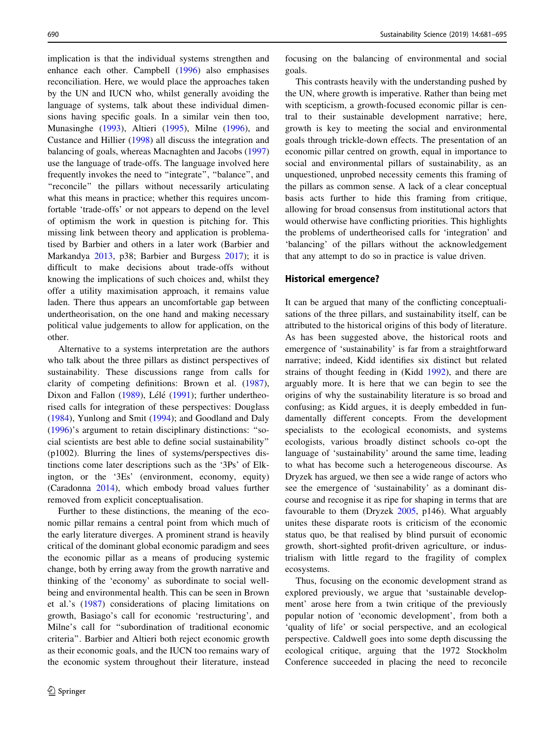implication is that the individual systems strengthen and enhance each other. Campbell (1996) also emphasises reconciliation. Here, we would place the approaches taken by the UN and IUCN who, whilst generally avoiding the language of systems, talk about these individual dimensions having specific goals. In a similar vein then too, Munasinghe (1993), Altieri (1995), Milne (1996), and Custance and Hillier (1998) all discuss the integration and balancing of goals, whereas Macnaghten and Jacobs (1997) use the language of trade-offs. The language involved here frequently invokes the need to "integrate", "balance", and "reconcile" the pillars without necessarily articulating what this means in practice; whether this requires uncomfortable 'trade-offs' or not appears to depend on the level of optimism the work in question is pitching for. This missing link between theory and application is problematised by Barbier and others in a later work (Barbier and Markandya 2013, p38; Barbier and Burgess 2017); it is difficult to make decisions about trade-offs without knowing the implications of such choices and, whilst they offer a utility maximisation approach, it remains value laden. There thus appears an uncomfortable gap between undertheorisation, on the one hand and making necessary political value judgements to allow for application, on the other.

Alternative to a systems interpretation are the authors who talk about the three pillars as distinct perspectives of sustainability. These discussions range from calls for clarity of competing definitions: Brown et al. (1987), Dixon and Fallon (1989), Lélé (1991); further undertheorised calls for integration of these perspectives: Douglass (1984), Yunlong and Smit (1994); and Goodland and Daly (1996)'s argument to retain disciplinary distinctions: "social scientists are best able to define social sustainability" (p1002). Blurring the lines of systems/perspectives distinctions come later descriptions such as the '3Ps' of Elkington, or the '3Es' (environment, economy, equity) (Caradonna 2014), which embody broad values further removed from explicit conceptualisation.

Further to these distinctions, the meaning of the economic pillar remains a central point from which much of the early literature diverges. A prominent strand is heavily critical of the dominant global economic paradigm and sees the economic pillar as a means of producing systemic change, both by erring away from the growth narrative and thinking of the 'economy' as subordinate to social wellbeing and environmental health. This can be seen in Brown et al.'s (1987) considerations of placing limitations on growth, Basiago's call for economic 'restructuring', and Milne's call for "subordination of traditional economic criteria". Barbier and Altieri both reject economic growth as their economic goals, and the IUCN too remains wary of the economic system throughout their literature, instead focusing on the balancing of environmental and social goals.

This contrasts heavily with the understanding pushed by the UN, where growth is imperative. Rather than being met with scepticism, a growth-focused economic pillar is central to their sustainable development narrative; here, growth is key to meeting the social and environmental goals through trickle-down effects. The presentation of an economic pillar centred on growth, equal in importance to social and environmental pillars of sustainability, as an unquestioned, unprobed necessity cements this framing of the pillars as common sense. A lack of a clear conceptual basis acts further to hide this framing from critique, allowing for broad consensus from institutional actors that would otherwise have conflicting priorities. This highlights the problems of undertheorised calls for 'integration' and 'balancing' of the pillars without the acknowledgement that any attempt to do so in practice is value driven.

## Historical emergence?

It can be argued that many of the conflicting conceptualisations of the three pillars, and sustainability itself, can be attributed to the historical origins of this body of literature. As has been suggested above, the historical roots and emergence of 'sustainability' is far from a straightforward narrative; indeed, Kidd identifies six distinct but related strains of thought feeding in (Kidd 1992), and there are arguably more. It is here that we can begin to see the origins of why the sustainability literature is so broad and confusing; as Kidd argues, it is deeply embedded in fundamentally different concepts. From the development specialists to the ecological economists, and systems ecologists, various broadly distinct schools co-opt the language of 'sustainability' around the same time, leading to what has become such a heterogeneous discourse. As Dryzek has argued, we then see a wide range of actors who see the emergence of 'sustainability' as a dominant discourse and recognise it as ripe for shaping in terms that are favourable to them (Dryzek 2005, p146). What arguably unites these disparate roots is criticism of the economic status quo, be that realised by blind pursuit of economic growth, short-sighted profit-driven agriculture, or industrialism with little regard to the fragility of complex ecosystems.

Thus, focusing on the economic development strand as explored previously, we argue that 'sustainable development' arose here from a twin critique of the previously popular notion of 'economic development', from both a 'quality of life' or social perspective, and an ecological perspective. Caldwell goes into some depth discussing the ecological critique, arguing that the 1972 Stockholm Conference succeeded in placing the need to reconcile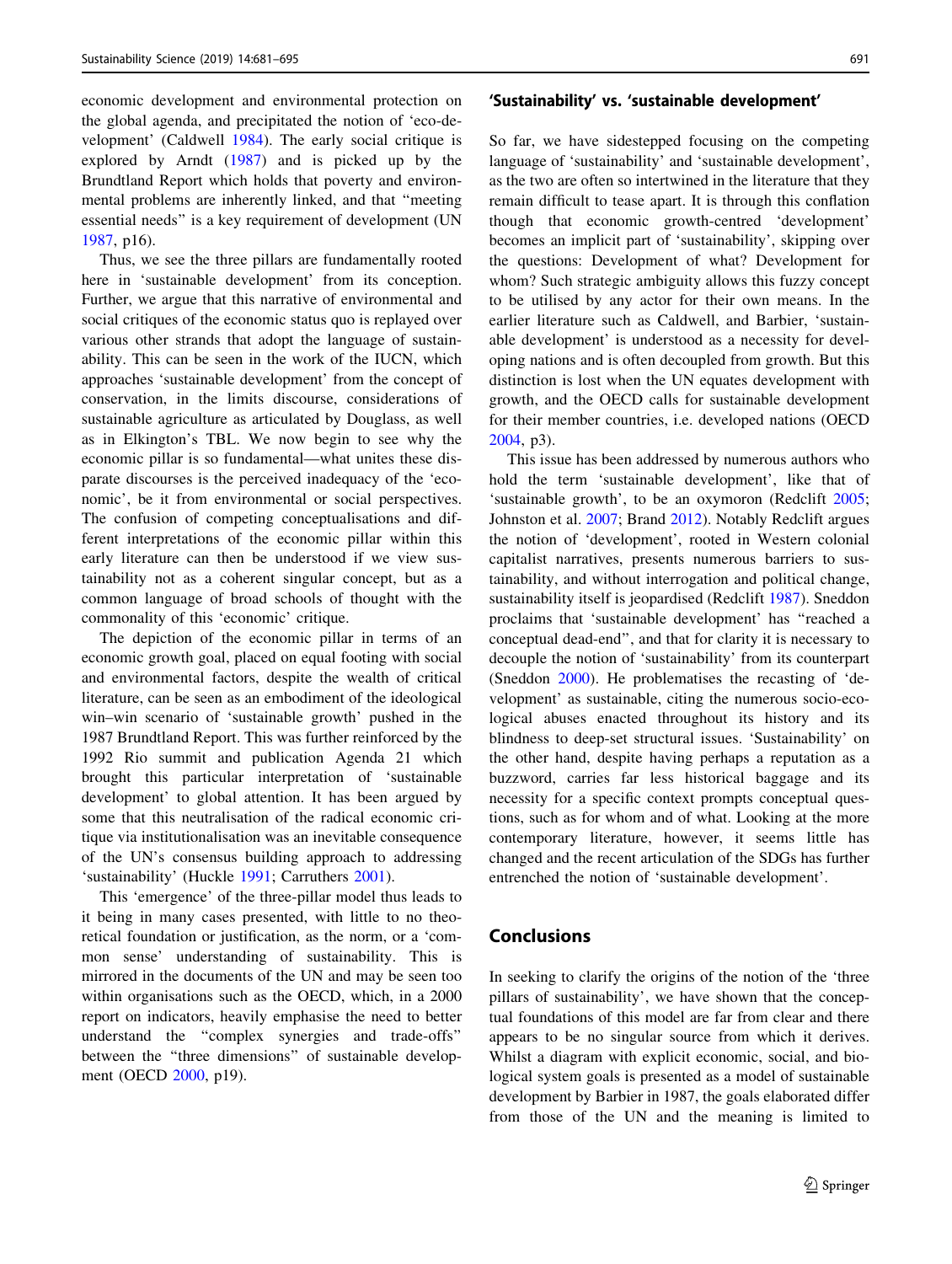economic development and environmental protection on the global agenda, and precipitated the notion of 'eco-development' (Caldwell 1984). The early social critique is explored by Arndt (1987) and is picked up by the Brundtland Report which holds that poverty and environmental problems are inherently linked, and that "meeting essential needs" is a key requirement of development (UN 1987, p16).

Thus, we see the three pillars are fundamentally rooted here in 'sustainable development' from its conception. Further, we argue that this narrative of environmental and social critiques of the economic status quo is replayed over various other strands that adopt the language of sustainability. This can be seen in the work of the IUCN, which approaches 'sustainable development' from the concept of conservation, in the limits discourse, considerations of sustainable agriculture as articulated by Douglass, as well as in Elkington's TBL. We now begin to see why the economic pillar is so fundamental—what unites these disparate discourses is the perceived inadequacy of the 'economic', be it from environmental or social perspectives. The confusion of competing conceptualisations and different interpretations of the economic pillar within this early literature can then be understood if we view sustainability not as a coherent singular concept, but as a common language of broad schools of thought with the commonality of this 'economic' critique.

The depiction of the economic pillar in terms of an economic growth goal, placed on equal footing with social and environmental factors, despite the wealth of critical literature, can be seen as an embodiment of the ideological win–win scenario of 'sustainable growth' pushed in the 1987 Brundtland Report. This was further reinforced by the 1992 Rio summit and publication Agenda 21 which brought this particular interpretation of 'sustainable development' to global attention. It has been argued by some that this neutralisation of the radical economic critique via institutionalisation was an inevitable consequence of the UN's consensus building approach to addressing 'sustainability' (Huckle 1991; Carruthers 2001).

This 'emergence' of the three-pillar model thus leads to it being in many cases presented, with little to no theoretical foundation or justification, as the norm, or a 'common sense' understanding of sustainability. This is mirrored in the documents of the UN and may be seen too within organisations such as the OECD, which, in a 2000 report on indicators, heavily emphasise the need to better understand the "complex synergies and trade-offs" between the "three dimensions" of sustainable development (OECD 2000, p19).

## 'Sustainability' vs. 'sustainable development'

So far, we have sidestepped focusing on the competing language of 'sustainability' and 'sustainable development', as the two are often so intertwined in the literature that they remain difficult to tease apart. It is through this conflation though that economic growth-centred 'development' becomes an implicit part of 'sustainability', skipping over the questions: Development of what? Development for whom? Such strategic ambiguity allows this fuzzy concept to be utilised by any actor for their own means. In the earlier literature such as Caldwell, and Barbier, 'sustainable development' is understood as a necessity for developing nations and is often decoupled from growth. But this distinction is lost when the UN equates development with growth, and the OECD calls for sustainable development for their member countries, i.e. developed nations (OECD 2004, p3).

This issue has been addressed by numerous authors who hold the term 'sustainable development', like that of 'sustainable growth', to be an oxymoron (Redclift 2005; Johnston et al. 2007; Brand 2012). Notably Redclift argues the notion of 'development', rooted in Western colonial capitalist narratives, presents numerous barriers to sustainability, and without interrogation and political change, sustainability itself is jeopardised (Redclift 1987). Sneddon proclaims that 'sustainable development' has "reached a conceptual dead-end", and that for clarity it is necessary to decouple the notion of 'sustainability' from its counterpart (Sneddon 2000). He problematises the recasting of 'development' as sustainable, citing the numerous socio-ecological abuses enacted throughout its history and its blindness to deep-set structural issues. 'Sustainability' on the other hand, despite having perhaps a reputation as a buzzword, carries far less historical baggage and its necessity for a specific context prompts conceptual questions, such as for whom and of what. Looking at the more contemporary literature, however, it seems little has changed and the recent articulation of the SDGs has further entrenched the notion of 'sustainable development'.

## Conclusions

In seeking to clarify the origins of the notion of the 'three pillars of sustainability', we have shown that the conceptual foundations of this model are far from clear and there appears to be no singular source from which it derives. Whilst a diagram with explicit economic, social, and biological system goals is presented as a model of sustainable development by Barbier in 1987, the goals elaborated differ from those of the UN and the meaning is limited to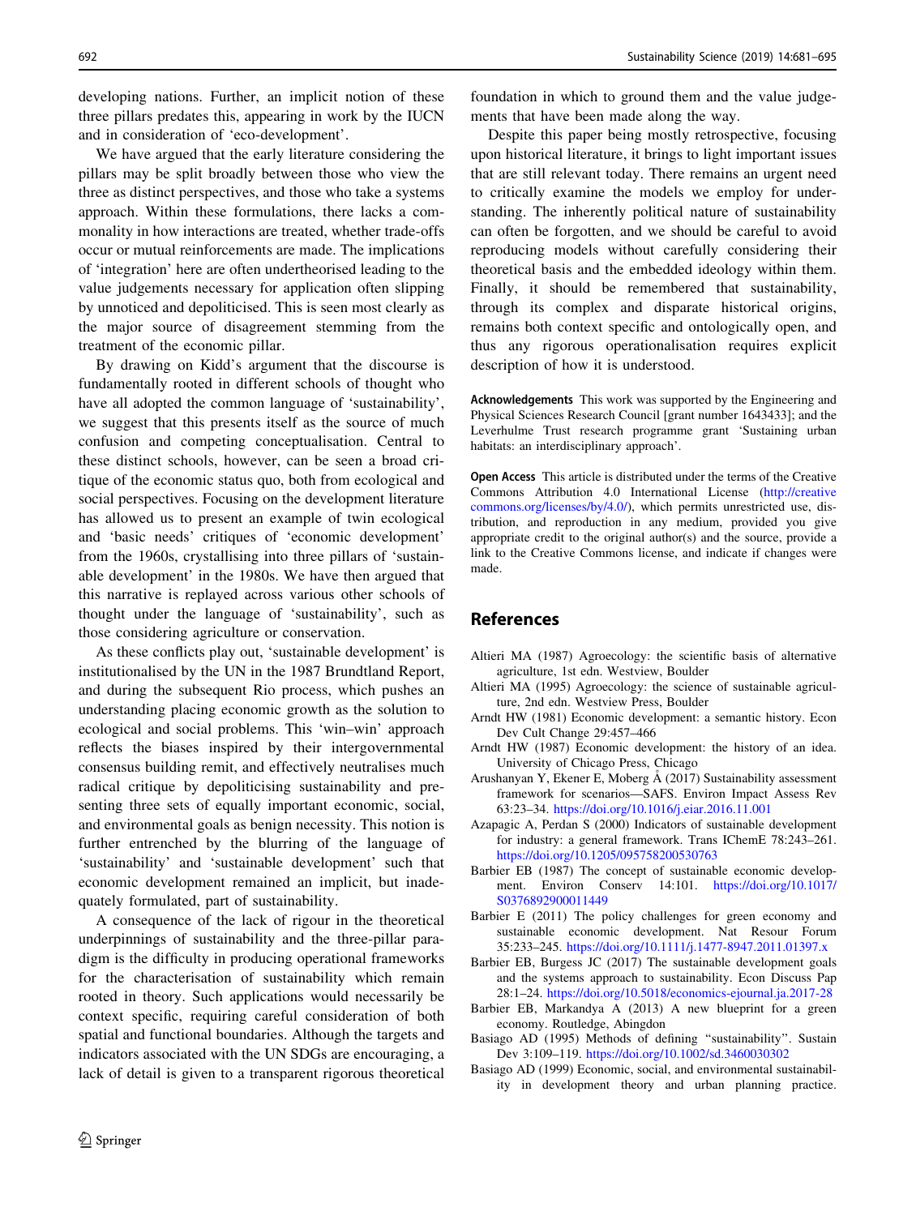developing nations. Further, an implicit notion of these three pillars predates this, appearing in work by the IUCN and in consideration of 'eco-development'.

We have argued that the early literature considering the pillars may be split broadly between those who view the three as distinct perspectives, and those who take a systems approach. Within these formulations, there lacks a commonality in how interactions are treated, whether trade-offs occur or mutual reinforcements are made. The implications of 'integration' here are often undertheorised leading to the value judgements necessary for application often slipping by unnoticed and depoliticised. This is seen most clearly as the major source of disagreement stemming from the treatment of the economic pillar.

By drawing on Kidd's argument that the discourse is fundamentally rooted in different schools of thought who have all adopted the common language of 'sustainability', we suggest that this presents itself as the source of much confusion and competing conceptualisation. Central to these distinct schools, however, can be seen a broad critique of the economic status quo, both from ecological and social perspectives. Focusing on the development literature has allowed us to present an example of twin ecological and 'basic needs' critiques of 'economic development' from the 1960s, crystallising into three pillars of 'sustainable development' in the 1980s. We have then argued that this narrative is replayed across various other schools of thought under the language of 'sustainability', such as those considering agriculture or conservation.

As these conflicts play out, 'sustainable development' is institutionalised by the UN in the 1987 Brundtland Report, and during the subsequent Rio process, which pushes an understanding placing economic growth as the solution to ecological and social problems. This 'win–win' approach reflects the biases inspired by their intergovernmental consensus building remit, and effectively neutralises much radical critique by depoliticising sustainability and presenting three sets of equally important economic, social, and environmental goals as benign necessity. This notion is further entrenched by the blurring of the language of 'sustainability' and 'sustainable development' such that economic development remained an implicit, but inadequately formulated, part of sustainability.

A consequence of the lack of rigour in the theoretical underpinnings of sustainability and the three-pillar paradigm is the difficulty in producing operational frameworks for the characterisation of sustainability which remain rooted in theory. Such applications would necessarily be context specific, requiring careful consideration of both spatial and functional boundaries. Although the targets and indicators associated with the UN SDGs are encouraging, a lack of detail is given to a transparent rigorous theoretical foundation in which to ground them and the value judgements that have been made along the way.

Despite this paper being mostly retrospective, focusing upon historical literature, it brings to light important issues that are still relevant today. There remains an urgent need to critically examine the models we employ for understanding. The inherently political nature of sustainability can often be forgotten, and we should be careful to avoid reproducing models without carefully considering their theoretical basis and the embedded ideology within them. Finally, it should be remembered that sustainability, through its complex and disparate historical origins, remains both context specific and ontologically open, and thus any rigorous operationalisation requires explicit description of how it is understood.

**Acknowledgements** This work was supported by the Engineering and Physical Sciences Research Council [grant number 1643433]; and the Leverhulme Trust research programme grant 'Sustaining urban habitats: an interdisciplinary approach'.

**Open Access** This article is distributed under the terms of the Creative Commons Attribution 4.0 International License (http://creativecommons.org/licenses/by/4.0/), which permits unrestricted use, distribution, and reproduction in any medium, provided you give appropriate credit to the original author(s) and the source, provide a link to the Creative Commons license, and indicate if changes were made.

## References

Altieri MA (1987) Agroecology: the scientific basis of alternative agriculture, 1st edn. Westview, Boulder

Altieri MA (1995) Agroecology: the science of sustainable agriculture, 2nd edn. Westview Press, Boulder

Arndt HW (1981) Economic development: a semantic history. Econ Dev Cult Change 29:457–466

Arndt HW (1987) Economic development: the history of an idea. University of Chicago Press, Chicago

Arushanyan Y, Ekener E, Moberg Å (2017) Sustainability assessment framework for scenarios—SAFS. Environ Impact Assess Rev 63:23–34. https://doi.org/10.1016/j.eiar.2016.11.001

Azapagic A, Perdan S (2000) Indicators of sustainable development for industry: a general framework. Trans IChemE 78:243–261. https://doi.org/10.1205/095758200530763

Barbier EB (1987) The concept of sustainable economic development. Environ Conserv 14:101. https://doi.org/10.1017/S0376892900011449

Barbier E (2011) The policy challenges for green economy and sustainable economic development. Nat Resour Forum 35:233–245. https://doi.org/10.1111/j.1477-8947.2011.01397.x

Barbier EB, Burgess JC (2017) The sustainable development goals and the systems approach to sustainability. Econ Discuss Pap 28:1–24. https://doi.org/10.5018/economics-ejournal.ja.2017-28

Barbier EB, Markandya A (2013) A new blueprint for a green economy. Routledge, Abingdon

Basiago AD (1995) Methods of defining "sustainability". Sustain Dev 3:109–119. https://doi.org/10.1002/sd.3460030302

Basiago AD (1999) Economic, social, and environmental sustainability in development theory and urban planning practice.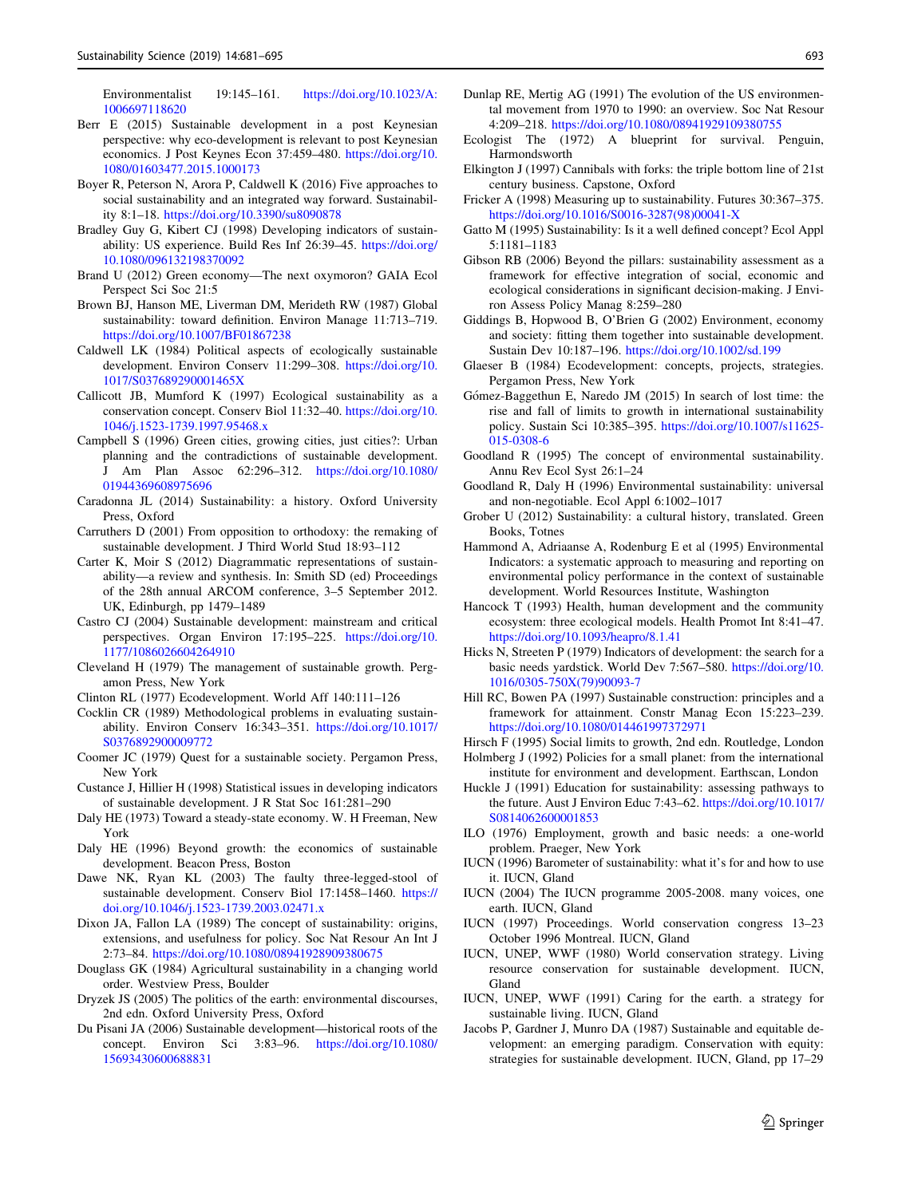Environmentalist 19:145–161. https://doi.org/10.1023/A:1006697118620

Berr E (2015) Sustainable development in a post Keynesian perspective: why eco-development is relevant to post Keynesian economics. J Post Keynes Econ 37:459–480. https://doi.org/10.1080/01603477.2015.1000173

Boyer R, Peterson N, Arora P, Caldwell K (2016) Five approaches to social sustainability and an integrated way forward. Sustainability 8:1–18. https://doi.org/10.3390/su8090878

Bradley Guy G, Kibert CJ (1998) Developing indicators of sustainability: US experience. Build Res Inf 26:39–45. https://doi.org/10.1080/096132198370092

Brand U (2012) Green economy—The next oxymoron? GAIA Ecol Perspect Sci Soc 21:5

Brown BJ, Hanson ME, Liverman DM, Merideth RW (1987) Global sustainability: toward definition. Environ Manage 11:713–719. https://doi.org/10.1007/BF01867238

Caldwell LK (1984) Political aspects of ecologically sustainable development. Environ Conserv 11:299–308. https://doi.org/10.1017/S037689290001465X

Callicott JB, Mumford K (1997) Ecological sustainability as a conservation concept. Conserv Biol 11:32–40. https://doi.org/10.1046/j.1523-1739.1997.95468.x

Campbell S (1996) Green cities, growing cities, just cities?: Urban planning and the contradictions of sustainable development. J Am Plan Assoc 62:296–312. https://doi.org/10.1080/01944369608975696

Caradonna JL (2014) Sustainability: a history. Oxford University Press, Oxford

Carruthers D (2001) From opposition to orthodoxy: the remaking of sustainable development. J Third World Stud 18:93–112

Carter K, Moir S (2012) Diagrammatic representations of sustainability—a review and synthesis. In: Smith SD (ed) Proceedings of the 28th annual ARCOM conference, 3–5 September 2012. UK, Edinburgh, pp 1479–1489

Castro CJ (2004) Sustainable development: mainstream and critical perspectives. Organ Environ 17:195–225. https://doi.org/10.1177/1086026604264910

Cleveland H (1979) The management of sustainable growth. Pergamon Press, New York

Clinton RL (1977) Ecodevelopment. World Aff 140:111–126

Cocklin CR (1989) Methodological problems in evaluating sustainability. Environ Conserv 16:343–351. https://doi.org/10.1017/S0376892900009772

Coomer JC (1979) Quest for a sustainable society. Pergamon Press, New York

Custance J, Hillier H (1998) Statistical issues in developing indicators of sustainable development. J R Stat Soc 161:281–290

Daly HE (1973) Toward a steady-state economy. W. H Freeman, New York

Daly HE (1996) Beyond growth: the economics of sustainable development. Beacon Press, Boston

Dawe NK, Ryan KL (2003) The faulty three-legged-stool of sustainable development. Conserv Biol 17:1458–1460. https://doi.org/10.1046/j.1523-1739.2003.02471.x

Dixon JA, Fallon LA (1989) The concept of sustainability: origins, extensions, and usefulness for policy. Soc Nat Resour An Int J 2:73–84. https://doi.org/10.1080/08941928909380675

Douglass GK (1984) Agricultural sustainability in a changing world order. Westview Press, Boulder

Dryzek JS (2005) The politics of the earth: environmental discourses, 2nd edn. Oxford University Press, Oxford

Du Pisani JA (2006) Sustainable development—historical roots of the concept. Environ Sci 3:83–96. https://doi.org/10.1080/15693430600688831

Dunlap RE, Mertig AG (1991) The evolution of the US environmental movement from 1970 to 1990: an overview. Soc Nat Resour 4:209–218. https://doi.org/10.1080/08941929109380755

Ecologist The (1972) A blueprint for survival. Penguin, Harmondsworth

Elkington J (1997) Cannibals with forks: the triple bottom line of 21st century business. Capstone, Oxford

Fricker A (1998) Measuring up to sustainability. Futures 30:367–375. https://doi.org/10.1016/S0016-3287(98)00041-X

Gatto M (1995) Sustainability: Is it a well defined concept? Ecol Appl 5:1181–1183

Gibson RB (2006) Beyond the pillars: sustainability assessment as a framework for effective integration of social, economic and ecological considerations in significant decision-making. J Environ Assess Policy Manag 8:259–280

Giddings B, Hopwood B, O'Brien G (2002) Environment, economy and society: fitting them together into sustainable development. Sustain Dev 10:187–196. https://doi.org/10.1002/sd.199

Glaeser B (1984) Ecodevelopment: concepts, projects, strategies. Pergamon Press, New York

Gómez-Baggethun E, Naredo JM (2015) In search of lost time: the rise and fall of limits to growth in international sustainability policy. Sustain Sci 10:385–395. https://doi.org/10.1007/s11625-015-0308-6

Goodland R (1995) The concept of environmental sustainability. Annu Rev Ecol Syst 26:1–24

Goodland R, Daly H (1996) Environmental sustainability: universal and non-negotiable. Ecol Appl 6:1002–1017

Grober U (2012) Sustainability: a cultural history, translated. Green Books, Totnes

Hammond A, Adriaanse A, Rodenburg E et al (1995) Environmental Indicators: a systematic approach to measuring and reporting on environmental policy performance in the context of sustainable development. World Resources Institute, Washington

Hancock T (1993) Health, human development and the community ecosystem: three ecological models. Health Promot Int 8:41–47. https://doi.org/10.1093/heapro/8.1.41

Hicks N, Streeten P (1979) Indicators of development: the search for a basic needs yardstick. World Dev 7:567–580. https://doi.org/10.1016/0305-750X(79)90093-7

Hill RC, Bowen PA (1997) Sustainable construction: principles and a framework for attainment. Constr Manag Econ 15:223–239. https://doi.org/10.1080/014461997372971

Hirsch F (1995) Social limits to growth, 2nd edn. Routledge, London

Holmberg J (1992) Policies for a small planet: from the international institute for environment and development. Earthscan, London

Huckle J (1991) Education for sustainability: assessing pathways to the future. Aust J Environ Educ 7:43–62. https://doi.org/10.1017/S0814062600001853

ILO (1976) Employment, growth and basic needs: a one-world problem. Praeger, New York

IUCN (1996) Barometer of sustainability: what it's for and how to use it. IUCN, Gland

IUCN (2004) The IUCN programme 2005-2008. many voices, one earth. IUCN, Gland

IUCN (1997) Proceedings. World conservation congress 13–23 October 1996 Montreal. IUCN, Gland

IUCN, UNEP, WWF (1980) World conservation strategy. Living resource conservation for sustainable development. IUCN, Gland

IUCN, UNEP, WWF (1991) Caring for the earth. a strategy for sustainable living. IUCN, Gland

Jacobs P, Gardner J, Munro DA (1987) Sustainable and equitable development: an emerging paradigm. Conservation with equity: strategies for sustainable development. IUCN, Gland, pp 17–29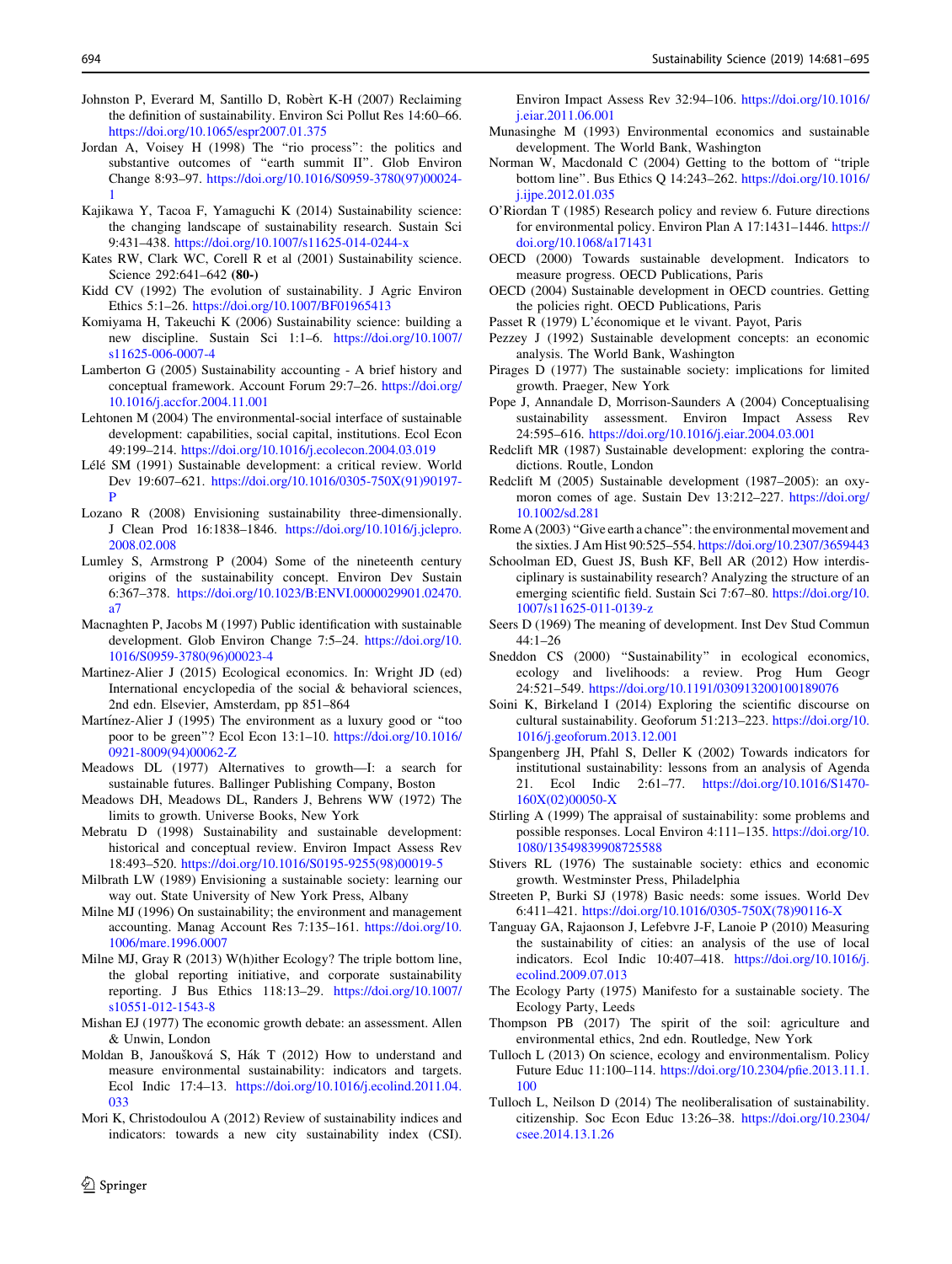Johnston P, Everard M, Santillo D, Robèrt K-H (2007) Reclaiming the definition of sustainability. Environ Sci Pollut Res 14:60–66. https://doi.org/10.1065/espr2007.01.375

Jordan A, Voisey H (1998) The "rio process": the politics and substantive outcomes of "earth summit II". Glob Environ Change 8:93–97. https://doi.org/10.1016/S0959-3780(97)00024-1

Kajikawa Y, Tacoa F, Yamaguchi K (2014) Sustainability science: the changing landscape of sustainability research. Sustain Sci 9:431–438. https://doi.org/10.1007/s11625-014-0244-x

Kates RW, Clark WC, Corell R et al (2001) Sustainability science. Science 292:641–642 **(80-)**

Kidd CV (1992) The evolution of sustainability. J Agric Environ Ethics 5:1–26. https://doi.org/10.1007/BF01965413

Komiyama H, Takeuchi K (2006) Sustainability science: building a new discipline. Sustain Sci 1:1–6. https://doi.org/10.1007/s11625-006-0007-4

Lamberton G (2005) Sustainability accounting - A brief history and conceptual framework. Account Forum 29:7–26. https://doi.org/10.1016/j.accfor.2004.11.001

Lehtonen M (2004) The environmental-social interface of sustainable development: capabilities, social capital, institutions. Ecol Econ 49:199–214. https://doi.org/10.1016/j.ecolecon.2004.03.019

Lélé SM (1991) Sustainable development: a critical review. World Dev 19:607–621. https://doi.org/10.1016/0305-750X(91)90197-P

Lozano R (2008) Envisioning sustainability three-dimensionally. J Clean Prod 16:1838–1846. https://doi.org/10.1016/j.jclepro.2008.02.008

Lumley S, Armstrong P (2004) Some of the nineteenth century origins of the sustainability concept. Environ Dev Sustain 6:367–378. https://doi.org/10.1023/B:ENVI.0000029901.02470.a7

Macnaghten P, Jacobs M (1997) Public identification with sustainable development. Glob Environ Change 7:5–24. https://doi.org/10.1016/S0959-3780(96)00023-4

Martinez-Alier J (2015) Ecological economics. In: Wright JD (ed) International encyclopedia of the social & behavioral sciences, 2nd edn. Elsevier, Amsterdam, pp 851–864

Martínez-Alier J (1995) The environment as a luxury good or "too poor to be green"? Ecol Econ 13:1–10. https://doi.org/10.1016/0921-8009(94)00062-Z

Meadows DL (1977) Alternatives to growth—I: a search for sustainable futures. Ballinger Publishing Company, Boston

Meadows DH, Meadows DL, Randers J, Behrens WW (1972) The limits to growth. Universe Books, New York

Mebratu D (1998) Sustainability and sustainable development: historical and conceptual review. Environ Impact Assess Rev 18:493–520. https://doi.org/10.1016/S0195-9255(98)00019-5

Milbrath LW (1989) Envisioning a sustainable society: learning our way out. State University of New York Press, Albany

Milne MJ (1996) On sustainability; the environment and management accounting. Manag Account Res 7:135–161. https://doi.org/10.1006/mare.1996.0007

Milne MJ, Gray R (2013) W(h)ither Ecology? The triple bottom line, the global reporting initiative, and corporate sustainability reporting. J Bus Ethics 118:13–29. https://doi.org/10.1007/s10551-012-1543-8

Mishan EJ (1977) The economic growth debate: an assessment. Allen & Unwin, London

Moldan B, Janoušková S, Hák T (2012) How to understand and measure environmental sustainability: indicators and targets. Ecol Indic 17:4–13. https://doi.org/10.1016/j.ecolind.2011.04.033

Mori K, Christodoulou A (2012) Review of sustainability indices and indicators: towards a new city sustainability index (CSI). Environ Impact Assess Rev 32:94–106. https://doi.org/10.1016/j.eiar.2011.06.001

Munasinghe M (1993) Environmental economics and sustainable development. The World Bank, Washington

Norman W, Macdonald C (2004) Getting to the bottom of "triple bottom line". Bus Ethics Q 14:243–262. https://doi.org/10.1016/j.ijpe.2012.01.035

O'Riordan T (1985) Research policy and review 6. Future directions for environmental policy. Environ Plan A 17:1431–1446. https://doi.org/10.1068/a171431

OECD (2000) Towards sustainable development. Indicators to measure progress. OECD Publications, Paris

OECD (2004) Sustainable development in OECD countries. Getting the policies right. OECD Publications, Paris

Passet R (1979) L'économique et le vivant. Payot, Paris

Pezzey J (1992) Sustainable development concepts: an economic analysis. The World Bank, Washington

Pirages D (1977) The sustainable society: implications for limited growth. Praeger, New York

Pope J, Annandale D, Morrison-Saunders A (2004) Conceptualising sustainability assessment. Environ Impact Assess Rev 24:595–616. https://doi.org/10.1016/j.eiar.2004.03.001

Redclift MR (1987) Sustainable development: exploring the contradictions. Routle, London

Redclift M (2005) Sustainable development (1987–2005): an oxymoron comes of age. Sustain Dev 13:212–227. https://doi.org/10.1002/sd.281

Rome A (2003) "Give earth a chance": the environmental movement and the sixties. J Am Hist 90:525–554. https://doi.org/10.2307/3659443

Schoolman ED, Guest JS, Bush KF, Bell AR (2012) How interdisciplinary is sustainability research? Analyzing the structure of an emerging scientific field. Sustain Sci 7:67–80. https://doi.org/10.1007/s11625-011-0139-z

Seers D (1969) The meaning of development. Inst Dev Stud Commun 44:1–26

Sneddon CS (2000) "Sustainability" in ecological economics, ecology and livelihoods: a review. Prog Hum Geogr 24:521–549. https://doi.org/10.1191/030913200100189076

Soini K, Birkeland I (2014) Exploring the scientific discourse on cultural sustainability. Geoforum 51:213–223. https://doi.org/10.1016/j.geoforum.2013.12.001

Spangenberg JH, Pfahl S, Deller K (2002) Towards indicators for institutional sustainability: lessons from an analysis of Agenda 21. Ecol Indic 2:61–77. https://doi.org/10.1016/S1470-160X(02)00050-X

Stirling A (1999) The appraisal of sustainability: some problems and possible responses. Local Environ 4:111–135. https://doi.org/10.1080/13549839908725588

Stivers RL (1976) The sustainable society: ethics and economic growth. Westminster Press, Philadelphia

Streeten P, Burki SJ (1978) Basic needs: some issues. World Dev 6:411–421. https://doi.org/10.1016/0305-750X(78)90116-X

Tanguay GA, Rajaonson J, Lefebvre J-F, Lanoie P (2010) Measuring the sustainability of cities: an analysis of the use of local indicators. Ecol Indic 10:407–418. https://doi.org/10.1016/j.ecolind.2009.07.013

The Ecology Party (1975) Manifesto for a sustainable society. The Ecology Party, Leeds

Thompson PB (2017) The spirit of the soil: agriculture and environmental ethics, 2nd edn. Routledge, New York

Tulloch L (2013) On science, ecology and environmentalism. Policy Future Educ 11:100–114. https://doi.org/10.2304/pfie.2013.11.1.100

Tulloch L, Neilson D (2014) The neoliberalisation of sustainability. citizenship. Soc Econ Educ 13:26–38. https://doi.org/10.2304/csee.2014.13.1.26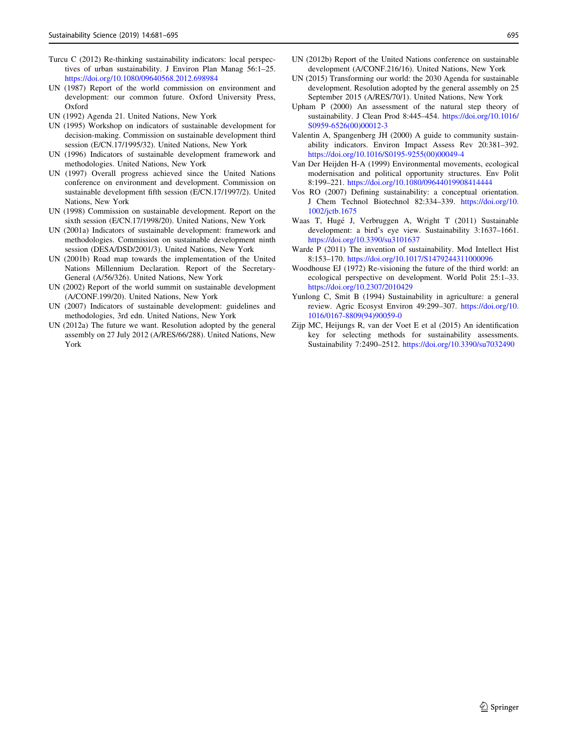Turcu C (2012) Re-thinking sustainability indicators: local perspectives of urban sustainability. J Environ Plan Manag 56:1–25. https://doi.org/10.1080/09640568.2012.698984

UN (1987) Report of the world commission on environment and development: our common future. Oxford University Press, Oxford

UN (1992) Agenda 21. United Nations, New York

UN (1995) Workshop on indicators of sustainable development for decision-making. Commission on sustainable development third session (E/CN.17/1995/32). United Nations, New York

UN (1996) Indicators of sustainable development framework and methodologies. United Nations, New York

UN (1997) Overall progress achieved since the United Nations conference on environment and development. Commission on sustainable development fifth session (E/CN.17/1997/2). United Nations, New York

UN (1998) Commission on sustainable development. Report on the sixth session (E/CN.17/1998/20). United Nations, New York

UN (2001a) Indicators of sustainable development: framework and methodologies. Commission on sustainable development ninth session (DESA/DSD/2001/3). United Nations, New York

UN (2001b) Road map towards the implementation of the United Nations Millennium Declaration. Report of the Secretary-General (A/56/326). United Nations, New York

UN (2002) Report of the world summit on sustainable development (A/CONF.199/20). United Nations, New York

UN (2007) Indicators of sustainable development: guidelines and methodologies, 3rd edn. United Nations, New York

UN (2012a) The future we want. Resolution adopted by the general assembly on 27 July 2012 (A/RES/66/288). United Nations, New York

UN (2012b) Report of the United Nations conference on sustainable development (A/CONF.216/16). United Nations, New York

UN (2015) Transforming our world: the 2030 Agenda for sustainable development. Resolution adopted by the general assembly on 25 September 2015 (A/RES/70/1). United Nations, New York

Upham P (2000) An assessment of the natural step theory of sustainability. J Clean Prod 8:445–454. https://doi.org/10.1016/S0959-6526(00)00012-3

Valentin A, Spangenberg JH (2000) A guide to community sustainability indicators. Environ Impact Assess Rev 20:381–392. https://doi.org/10.1016/S0195-9255(00)00049-4

Van Der Heijden H-A (1999) Environmental movements, ecological modernisation and political opportunity structures. Env Polit 8:199–221. https://doi.org/10.1080/09644019908414444

Vos RO (2007) Defining sustainability: a conceptual orientation. J Chem Technol Biotechnol 82:334–339. https://doi.org/10.1002/jctb.1675

Waas T, Hugé J, Verbruggen A, Wright T (2011) Sustainable development: a bird's eye view. Sustainability 3:1637–1661. https://doi.org/10.3390/su3101637

Warde P (2011) The invention of sustainability. Mod Intellect Hist 8:153–170. https://doi.org/10.1017/S1479244311000096

Woodhouse EJ (1972) Re-visioning the future of the third world: an ecological perspective on development. World Polit 25:1–33. https://doi.org/10.2307/2010429

Yunlong C, Smit B (1994) Sustainability in agriculture: a general review. Agric Ecosyst Environ 49:299–307. https://doi.org/10.1016/0167-8809(94)90059-0

Zijp MC, Heijungs R, van der Voet E et al (2015) An identification key for selecting methods for sustainability assessments. Sustainability 7:2490–2512. https://doi.org/10.3390/su7032490